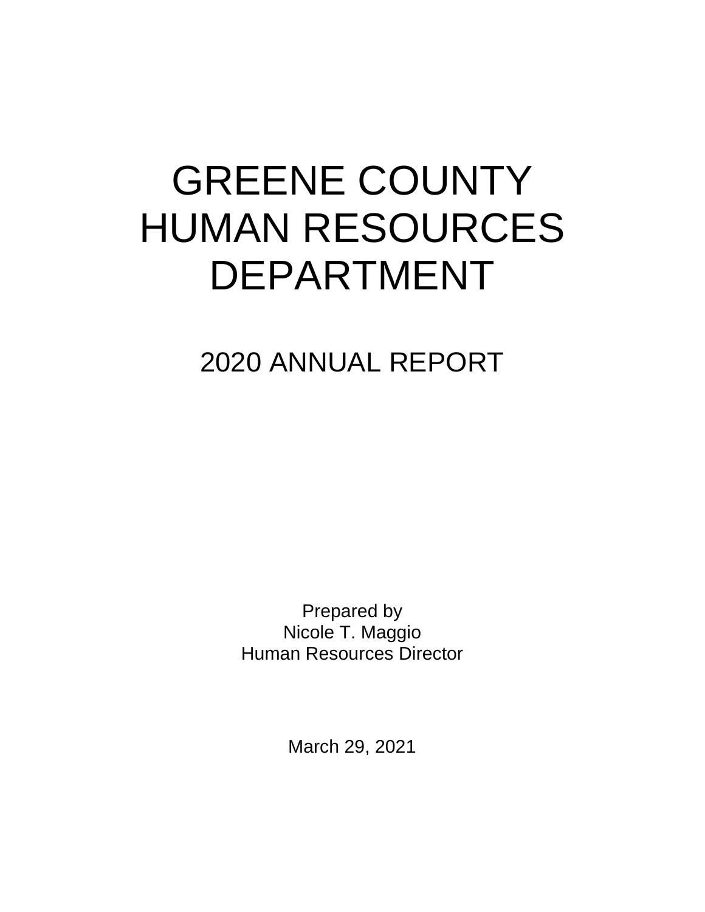# GREENE COUNTY HUMAN RESOURCES DEPARTMENT

## 2020 ANNUAL REPORT

Prepared by
Nicole T. Maggio
Human Resources Director

March 29, 2021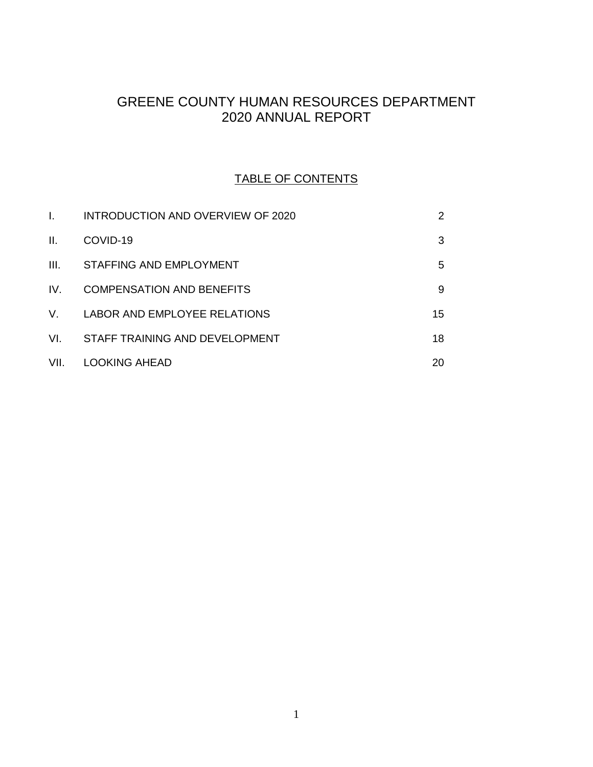# GREENE COUNTY HUMAN RESOURCES DEPARTMENT
# 2020 ANNUAL REPORT

## TABLE OF CONTENTS

| | | |
|---|---|---|
| I. | INTRODUCTION AND OVERVIEW OF 2020 | 2 |
| II. | COVID-19 | 3 |
| III. | STAFFING AND EMPLOYMENT | 5 |
| IV. | COMPENSATION AND BENEFITS | 9 |
| V. | LABOR AND EMPLOYEE RELATIONS | 15 |
| VI. | STAFF TRAINING AND DEVELOPMENT | 18 |
| VII. | LOOKING AHEAD | 20 |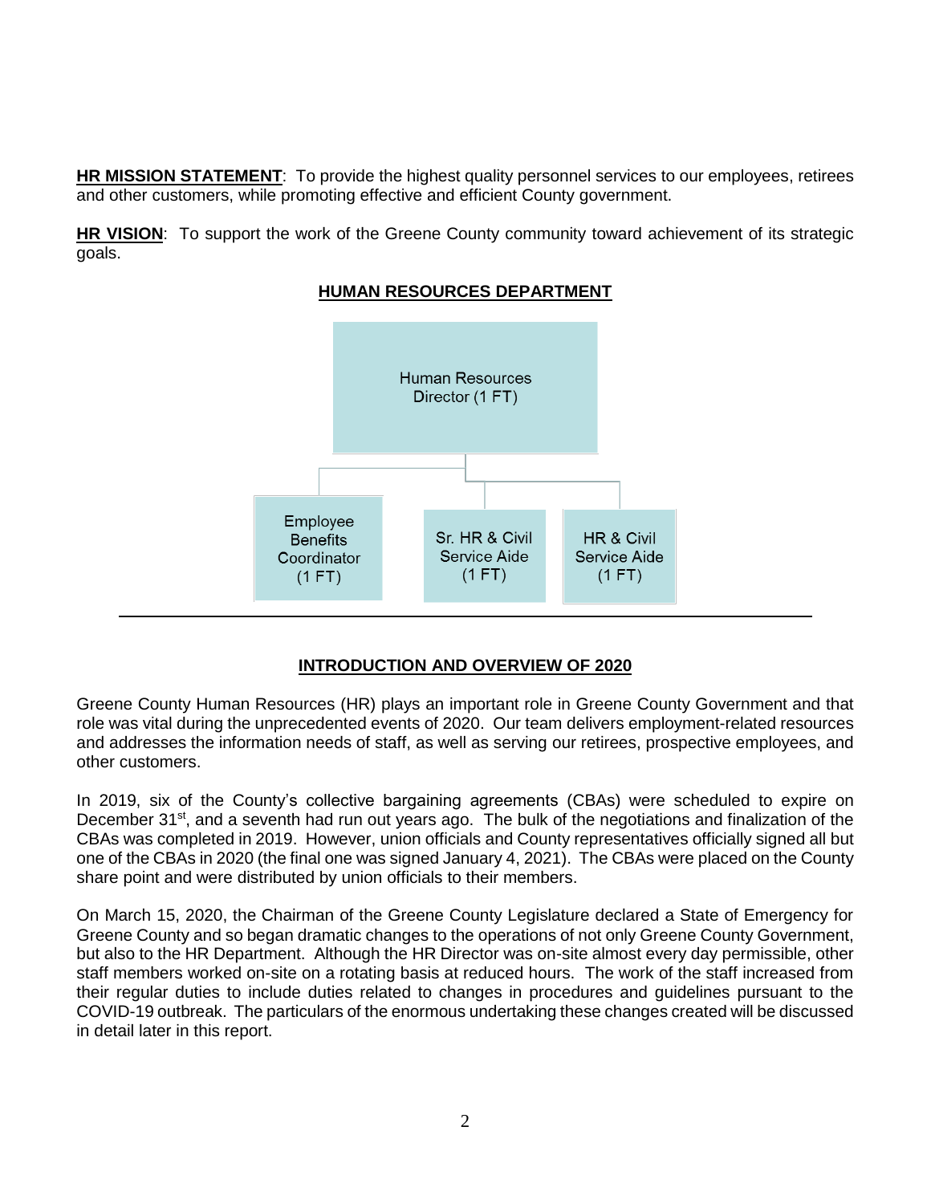**HR MISSION STATEMENT**: To provide the highest quality personnel services to our employees, retirees and other customers, while promoting effective and efficient County government.

**HR VISION**: To support the work of the Greene County community toward achievement of its strategic goals.

## HUMAN RESOURCES DEPARTMENT

- Human Resources Director (1 FT)
  - Employee Benefits Coordinator (1 FT)
  - Sr. HR & Civil Service Aide (1 FT)
  - HR & Civil Service Aide (1 FT)

---

## INTRODUCTION AND OVERVIEW OF 2020

Greene County Human Resources (HR) plays an important role in Greene County Government and that role was vital during the unprecedented events of 2020. Our team delivers employment-related resources and addresses the information needs of staff, as well as serving our retirees, prospective employees, and other customers.

In 2019, six of the County's collective bargaining agreements (CBAs) were scheduled to expire on December 31st, and a seventh had run out years ago. The bulk of the negotiations and finalization of the CBAs was completed in 2019. However, union officials and County representatives officially signed all but one of the CBAs in 2020 (the final one was signed January 4, 2021). The CBAs were placed on the County share point and were distributed by union officials to their members.

On March 15, 2020, the Chairman of the Greene County Legislature declared a State of Emergency for Greene County and so began dramatic changes to the operations of not only Greene County Government, but also to the HR Department. Although the HR Director was on-site almost every day permissible, other staff members worked on-site on a rotating basis at reduced hours. The work of the staff increased from their regular duties to include duties related to changes in procedures and guidelines pursuant to the COVID-19 outbreak. The particulars of the enormous undertaking these changes created will be discussed in detail later in this report.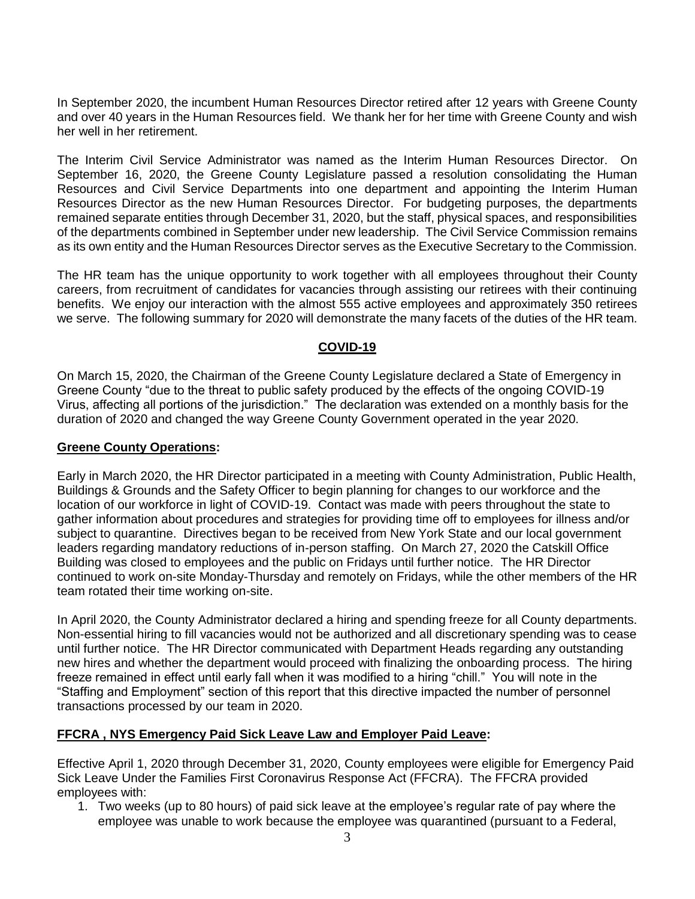In September 2020, the incumbent Human Resources Director retired after 12 years with Greene County and over 40 years in the Human Resources field. We thank her for her time with Greene County and wish her well in her retirement.

The Interim Civil Service Administrator was named as the Interim Human Resources Director. On September 16, 2020, the Greene County Legislature passed a resolution consolidating the Human Resources and Civil Service Departments into one department and appointing the Interim Human Resources Director as the new Human Resources Director. For budgeting purposes, the departments remained separate entities through December 31, 2020, but the staff, physical spaces, and responsibilities of the departments combined in September under new leadership. The Civil Service Commission remains as its own entity and the Human Resources Director serves as the Executive Secretary to the Commission.

The HR team has the unique opportunity to work together with all employees throughout their County careers, from recruitment of candidates for vacancies through assisting our retirees with their continuing benefits. We enjoy our interaction with the almost 555 active employees and approximately 350 retirees we serve. The following summary for 2020 will demonstrate the many facets of the duties of the HR team.

## **COVID-19**

On March 15, 2020, the Chairman of the Greene County Legislature declared a State of Emergency in Greene County "due to the threat to public safety produced by the effects of the ongoing COVID-19 Virus, affecting all portions of the jurisdiction." The declaration was extended on a monthly basis for the duration of 2020 and changed the way Greene County Government operated in the year 2020.

### **Greene County Operations:**

Early in March 2020, the HR Director participated in a meeting with County Administration, Public Health, Buildings & Grounds and the Safety Officer to begin planning for changes to our workforce and the location of our workforce in light of COVID-19. Contact was made with peers throughout the state to gather information about procedures and strategies for providing time off to employees for illness and/or subject to quarantine. Directives began to be received from New York State and our local government leaders regarding mandatory reductions of in-person staffing. On March 27, 2020 the Catskill Office Building was closed to employees and the public on Fridays until further notice. The HR Director continued to work on-site Monday-Thursday and remotely on Fridays, while the other members of the HR team rotated their time working on-site.

In April 2020, the County Administrator declared a hiring and spending freeze for all County departments. Non-essential hiring to fill vacancies would not be authorized and all discretionary spending was to cease until further notice. The HR Director communicated with Department Heads regarding any outstanding new hires and whether the department would proceed with finalizing the onboarding process. The hiring freeze remained in effect until early fall when it was modified to a hiring "chill." You will note in the "Staffing and Employment" section of this report that this directive impacted the number of personnel transactions processed by our team in 2020.

### **FFCRA , NYS Emergency Paid Sick Leave Law and Employer Paid Leave:**

Effective April 1, 2020 through December 31, 2020, County employees were eligible for Emergency Paid Sick Leave Under the Families First Coronavirus Response Act (FFCRA). The FFCRA provided employees with:

1. Two weeks (up to 80 hours) of paid sick leave at the employee's regular rate of pay where the employee was unable to work because the employee was quarantined (pursuant to a Federal,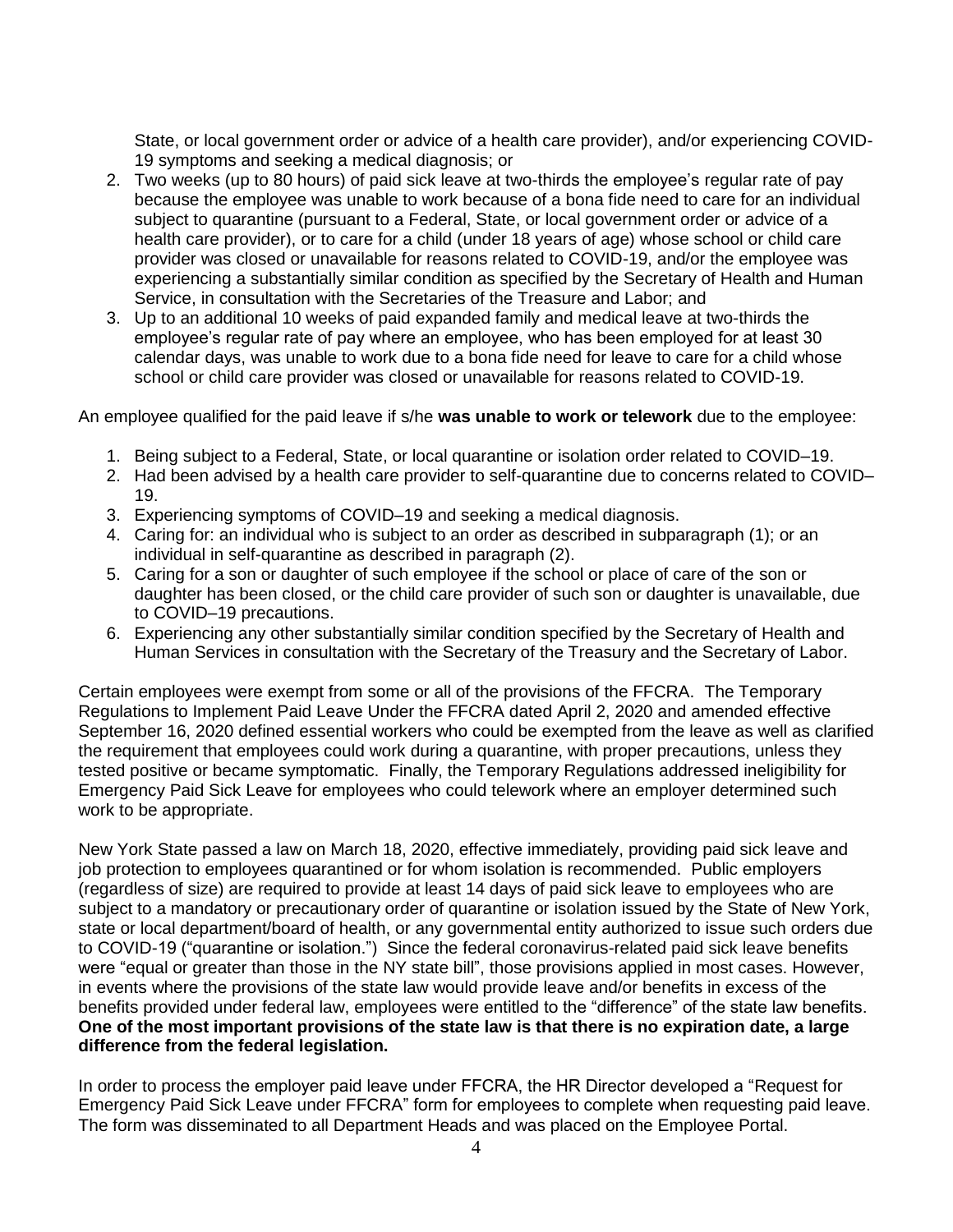State, or local government order or advice of a health care provider), and/or experiencing COVID-19 symptoms and seeking a medical diagnosis; or

2. Two weeks (up to 80 hours) of paid sick leave at two-thirds the employee's regular rate of pay because the employee was unable to work because of a bona fide need to care for an individual subject to quarantine (pursuant to a Federal, State, or local government order or advice of a health care provider), or to care for a child (under 18 years of age) whose school or child care provider was closed or unavailable for reasons related to COVID-19, and/or the employee was experiencing a substantially similar condition as specified by the Secretary of Health and Human Service, in consultation with the Secretaries of the Treasure and Labor; and
3. Up to an additional 10 weeks of paid expanded family and medical leave at two-thirds the employee's regular rate of pay where an employee, who has been employed for at least 30 calendar days, was unable to work due to a bona fide need for leave to care for a child whose school or child care provider was closed or unavailable for reasons related to COVID-19.

An employee qualified for the paid leave if s/he **was unable to work or telework** due to the employee:

1. Being subject to a Federal, State, or local quarantine or isolation order related to COVID–19.
2. Had been advised by a health care provider to self-quarantine due to concerns related to COVID–19.
3. Experiencing symptoms of COVID–19 and seeking a medical diagnosis.
4. Caring for: an individual who is subject to an order as described in subparagraph (1); or an individual in self-quarantine as described in paragraph (2).
5. Caring for a son or daughter of such employee if the school or place of care of the son or daughter has been closed, or the child care provider of such son or daughter is unavailable, due to COVID–19 precautions.
6. Experiencing any other substantially similar condition specified by the Secretary of Health and Human Services in consultation with the Secretary of the Treasury and the Secretary of Labor.

Certain employees were exempt from some or all of the provisions of the FFCRA. The Temporary Regulations to Implement Paid Leave Under the FFCRA dated April 2, 2020 and amended effective September 16, 2020 defined essential workers who could be exempted from the leave as well as clarified the requirement that employees could work during a quarantine, with proper precautions, unless they tested positive or became symptomatic. Finally, the Temporary Regulations addressed ineligibility for Emergency Paid Sick Leave for employees who could telework where an employer determined such work to be appropriate.

New York State passed a law on March 18, 2020, effective immediately, providing paid sick leave and job protection to employees quarantined or for whom isolation is recommended. Public employers (regardless of size) are required to provide at least 14 days of paid sick leave to employees who are subject to a mandatory or precautionary order of quarantine or isolation issued by the State of New York, state or local department/board of health, or any governmental entity authorized to issue such orders due to COVID-19 ("quarantine or isolation.") Since the federal coronavirus-related paid sick leave benefits were "equal or greater than those in the NY state bill", those provisions applied in most cases. However, in events where the provisions of the state law would provide leave and/or benefits in excess of the benefits provided under federal law, employees were entitled to the "difference" of the state law benefits. **One of the most important provisions of the state law is that there is no expiration date, a large difference from the federal legislation.**

In order to process the employer paid leave under FFCRA, the HR Director developed a "Request for Emergency Paid Sick Leave under FFCRA" form for employees to complete when requesting paid leave. The form was disseminated to all Department Heads and was placed on the Employee Portal.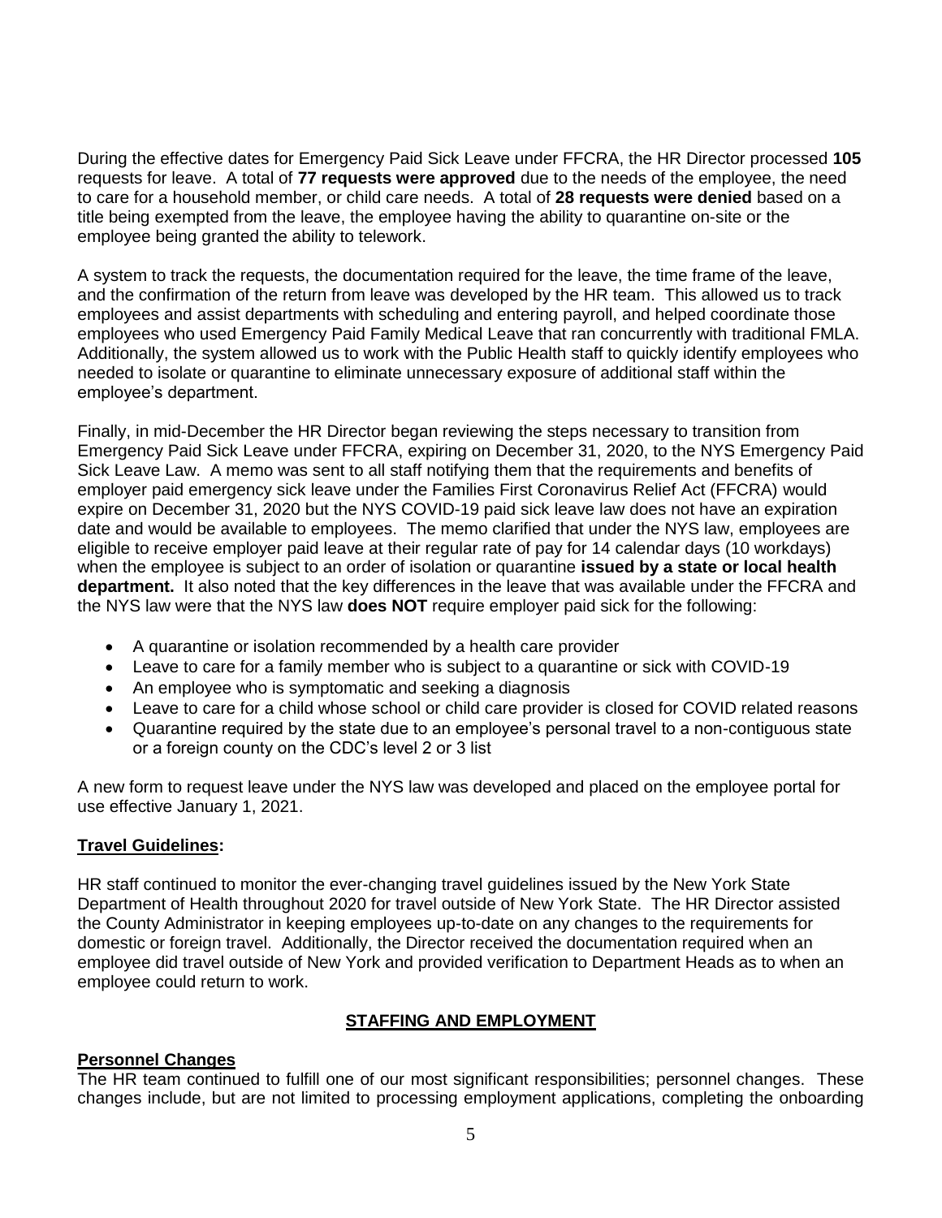During the effective dates for Emergency Paid Sick Leave under FFCRA, the HR Director processed **105** requests for leave. A total of **77 requests were approved** due to the needs of the employee, the need to care for a household member, or child care needs. A total of **28 requests were denied** based on a title being exempted from the leave, the employee having the ability to quarantine on-site or the employee being granted the ability to telework.

A system to track the requests, the documentation required for the leave, the time frame of the leave, and the confirmation of the return from leave was developed by the HR team. This allowed us to track employees and assist departments with scheduling and entering payroll, and helped coordinate those employees who used Emergency Paid Family Medical Leave that ran concurrently with traditional FMLA. Additionally, the system allowed us to work with the Public Health staff to quickly identify employees who needed to isolate or quarantine to eliminate unnecessary exposure of additional staff within the employee's department.

Finally, in mid-December the HR Director began reviewing the steps necessary to transition from Emergency Paid Sick Leave under FFCRA, expiring on December 31, 2020, to the NYS Emergency Paid Sick Leave Law. A memo was sent to all staff notifying them that the requirements and benefits of employer paid emergency sick leave under the Families First Coronavirus Relief Act (FFCRA) would expire on December 31, 2020 but the NYS COVID-19 paid sick leave law does not have an expiration date and would be available to employees. The memo clarified that under the NYS law, employees are eligible to receive employer paid leave at their regular rate of pay for 14 calendar days (10 workdays) when the employee is subject to an order of isolation or quarantine **issued by a state or local health department.** It also noted that the key differences in the leave that was available under the FFCRA and the NYS law were that the NYS law **does NOT** require employer paid sick for the following:

- A quarantine or isolation recommended by a health care provider
- Leave to care for a family member who is subject to a quarantine or sick with COVID-19
- An employee who is symptomatic and seeking a diagnosis
- Leave to care for a child whose school or child care provider is closed for COVID related reasons
- Quarantine required by the state due to an employee's personal travel to a non-contiguous state or a foreign county on the CDC's level 2 or 3 list

A new form to request leave under the NYS law was developed and placed on the employee portal for use effective January 1, 2021.

**Travel Guidelines:**

HR staff continued to monitor the ever-changing travel guidelines issued by the New York State Department of Health throughout 2020 for travel outside of New York State. The HR Director assisted the County Administrator in keeping employees up-to-date on any changes to the requirements for domestic or foreign travel. Additionally, the Director received the documentation required when an employee did travel outside of New York and provided verification to Department Heads as to when an employee could return to work.

## STAFFING AND EMPLOYMENT

**Personnel Changes**

The HR team continued to fulfill one of our most significant responsibilities; personnel changes. These changes include, but are not limited to processing employment applications, completing the onboarding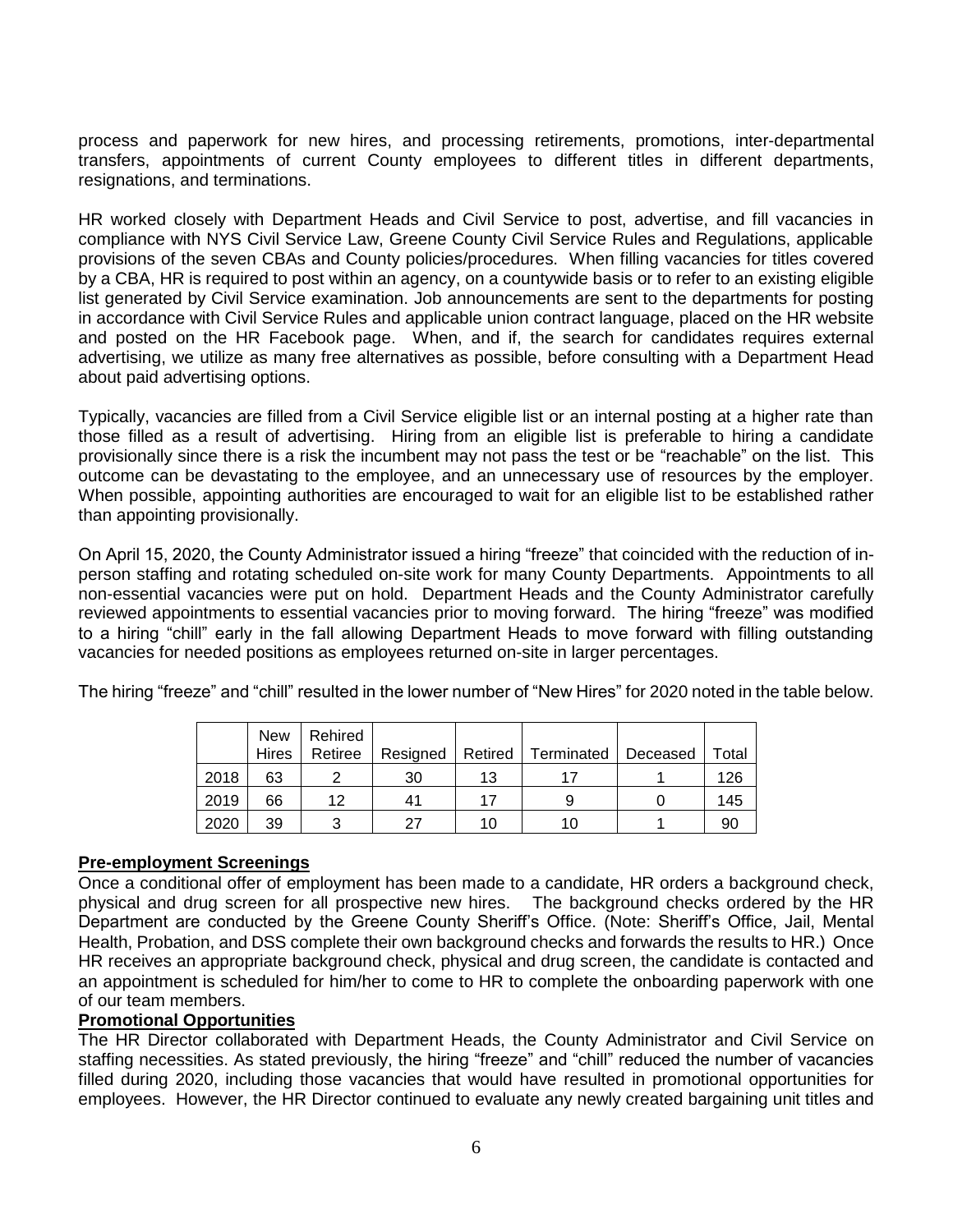process and paperwork for new hires, and processing retirements, promotions, inter-departmental transfers, appointments of current County employees to different titles in different departments, resignations, and terminations.

HR worked closely with Department Heads and Civil Service to post, advertise, and fill vacancies in compliance with NYS Civil Service Law, Greene County Civil Service Rules and Regulations, applicable provisions of the seven CBAs and County policies/procedures. When filling vacancies for titles covered by a CBA, HR is required to post within an agency, on a countywide basis or to refer to an existing eligible list generated by Civil Service examination. Job announcements are sent to the departments for posting in accordance with Civil Service Rules and applicable union contract language, placed on the HR website and posted on the HR Facebook page. When, and if, the search for candidates requires external advertising, we utilize as many free alternatives as possible, before consulting with a Department Head about paid advertising options.

Typically, vacancies are filled from a Civil Service eligible list or an internal posting at a higher rate than those filled as a result of advertising. Hiring from an eligible list is preferable to hiring a candidate provisionally since there is a risk the incumbent may not pass the test or be "reachable" on the list. This outcome can be devastating to the employee, and an unnecessary use of resources by the employer. When possible, appointing authorities are encouraged to wait for an eligible list to be established rather than appointing provisionally.

On April 15, 2020, the County Administrator issued a hiring "freeze" that coincided with the reduction of in-person staffing and rotating scheduled on-site work for many County Departments. Appointments to all non-essential vacancies were put on hold. Department Heads and the County Administrator carefully reviewed appointments to essential vacancies prior to moving forward. The hiring "freeze" was modified to a hiring "chill" early in the fall allowing Department Heads to move forward with filling outstanding vacancies for needed positions as employees returned on-site in larger percentages.

The hiring "freeze" and "chill" resulted in the lower number of "New Hires" for 2020 noted in the table below.

| | New Hires | Rehired Retiree | Resigned | Retired | Terminated | Deceased | Total |
|---|---|---|---|---|---|---|---|
| 2018 | 63 | 2 | 30 | 13 | 17 | 1 | 126 |
| 2019 | 66 | 12 | 41 | 17 | 9 | 0 | 145 |
| 2020 | 39 | 3 | 27 | 10 | 10 | 1 | 90 |

**Pre-employment Screenings**

Once a conditional offer of employment has been made to a candidate, HR orders a background check, physical and drug screen for all prospective new hires. The background checks ordered by the HR Department are conducted by the Greene County Sheriff's Office. (Note: Sheriff's Office, Jail, Mental Health, Probation, and DSS complete their own background checks and forwards the results to HR.) Once HR receives an appropriate background check, physical and drug screen, the candidate is contacted and an appointment is scheduled for him/her to come to HR to complete the onboarding paperwork with one of our team members.

**Promotional Opportunities**

The HR Director collaborated with Department Heads, the County Administrator and Civil Service on staffing necessities. As stated previously, the hiring "freeze" and "chill" reduced the number of vacancies filled during 2020, including those vacancies that would have resulted in promotional opportunities for employees. However, the HR Director continued to evaluate any newly created bargaining unit titles and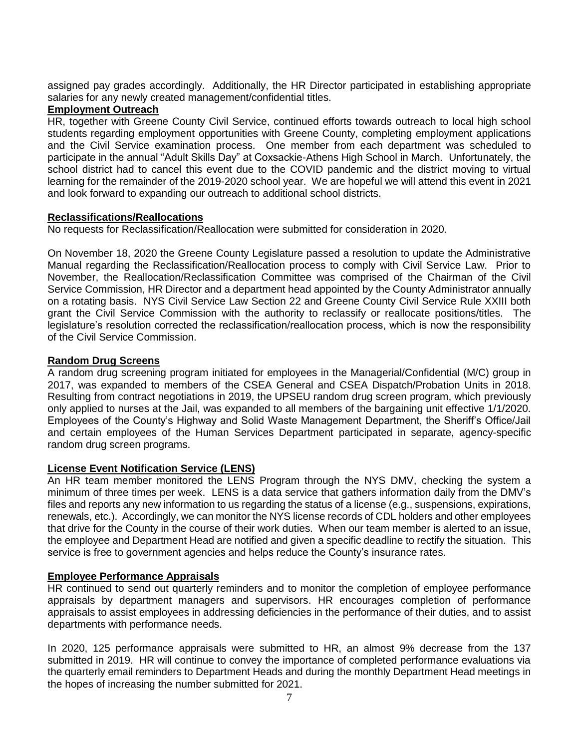assigned pay grades accordingly. Additionally, the HR Director participated in establishing appropriate salaries for any newly created management/confidential titles.

**Employment Outreach**

HR, together with Greene County Civil Service, continued efforts towards outreach to local high school students regarding employment opportunities with Greene County, completing employment applications and the Civil Service examination process. One member from each department was scheduled to participate in the annual "Adult Skills Day" at Coxsackie-Athens High School in March. Unfortunately, the school district had to cancel this event due to the COVID pandemic and the district moving to virtual learning for the remainder of the 2019-2020 school year. We are hopeful we will attend this event in 2021 and look forward to expanding our outreach to additional school districts.

**Reclassifications/Reallocations**

No requests for Reclassification/Reallocation were submitted for consideration in 2020.

On November 18, 2020 the Greene County Legislature passed a resolution to update the Administrative Manual regarding the Reclassification/Reallocation process to comply with Civil Service Law. Prior to November, the Reallocation/Reclassification Committee was comprised of the Chairman of the Civil Service Commission, HR Director and a department head appointed by the County Administrator annually on a rotating basis. NYS Civil Service Law Section 22 and Greene County Civil Service Rule XXIII both grant the Civil Service Commission with the authority to reclassify or reallocate positions/titles. The legislature's resolution corrected the reclassification/reallocation process, which is now the responsibility of the Civil Service Commission.

**Random Drug Screens**

A random drug screening program initiated for employees in the Managerial/Confidential (M/C) group in 2017, was expanded to members of the CSEA General and CSEA Dispatch/Probation Units in 2018. Resulting from contract negotiations in 2019, the UPSEU random drug screen program, which previously only applied to nurses at the Jail, was expanded to all members of the bargaining unit effective 1/1/2020. Employees of the County's Highway and Solid Waste Management Department, the Sheriff's Office/Jail and certain employees of the Human Services Department participated in separate, agency-specific random drug screen programs.

**License Event Notification Service (LENS)**

An HR team member monitored the LENS Program through the NYS DMV, checking the system a minimum of three times per week. LENS is a data service that gathers information daily from the DMV's files and reports any new information to us regarding the status of a license (e.g., suspensions, expirations, renewals, etc.). Accordingly, we can monitor the NYS license records of CDL holders and other employees that drive for the County in the course of their work duties. When our team member is alerted to an issue, the employee and Department Head are notified and given a specific deadline to rectify the situation. This service is free to government agencies and helps reduce the County's insurance rates.

**Employee Performance Appraisals**

HR continued to send out quarterly reminders and to monitor the completion of employee performance appraisals by department managers and supervisors. HR encourages completion of performance appraisals to assist employees in addressing deficiencies in the performance of their duties, and to assist departments with performance needs.

In 2020, 125 performance appraisals were submitted to HR, an almost 9% decrease from the 137 submitted in 2019. HR will continue to convey the importance of completed performance evaluations via the quarterly email reminders to Department Heads and during the monthly Department Head meetings in the hopes of increasing the number submitted for 2021.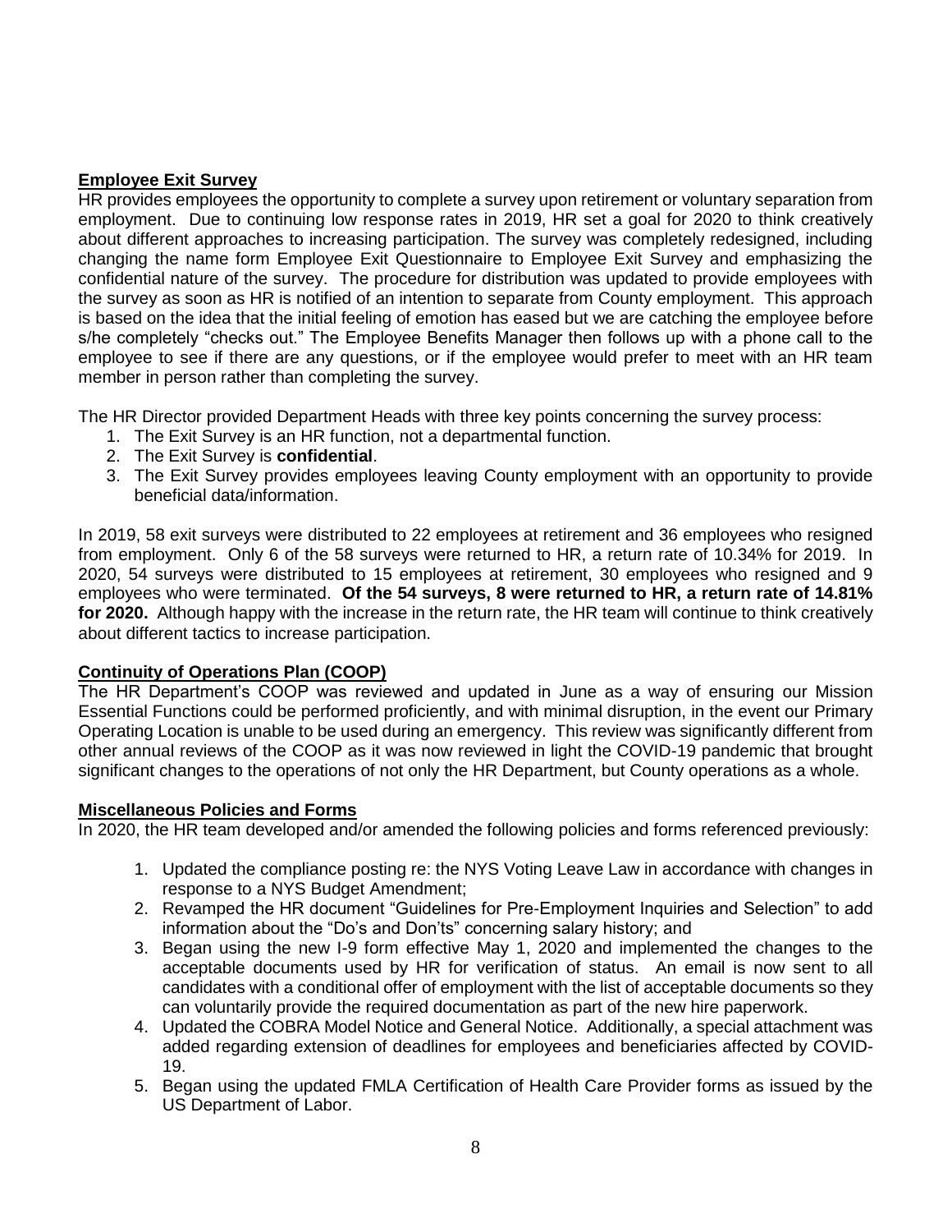**Employee Exit Survey**

HR provides employees the opportunity to complete a survey upon retirement or voluntary separation from employment. Due to continuing low response rates in 2019, HR set a goal for 2020 to think creatively about different approaches to increasing participation. The survey was completely redesigned, including changing the name form Employee Exit Questionnaire to Employee Exit Survey and emphasizing the confidential nature of the survey. The procedure for distribution was updated to provide employees with the survey as soon as HR is notified of an intention to separate from County employment. This approach is based on the idea that the initial feeling of emotion has eased but we are catching the employee before s/he completely "checks out." The Employee Benefits Manager then follows up with a phone call to the employee to see if there are any questions, or if the employee would prefer to meet with an HR team member in person rather than completing the survey.

The HR Director provided Department Heads with three key points concerning the survey process:

1. The Exit Survey is an HR function, not a departmental function.
2. The Exit Survey is **confidential**.
3. The Exit Survey provides employees leaving County employment with an opportunity to provide beneficial data/information.

In 2019, 58 exit surveys were distributed to 22 employees at retirement and 36 employees who resigned from employment. Only 6 of the 58 surveys were returned to HR, a return rate of 10.34% for 2019. In 2020, 54 surveys were distributed to 15 employees at retirement, 30 employees who resigned and 9 employees who were terminated. **Of the 54 surveys, 8 were returned to HR, a return rate of 14.81% for 2020.** Although happy with the increase in the return rate, the HR team will continue to think creatively about different tactics to increase participation.

**Continuity of Operations Plan (COOP)**

The HR Department's COOP was reviewed and updated in June as a way of ensuring our Mission Essential Functions could be performed proficiently, and with minimal disruption, in the event our Primary Operating Location is unable to be used during an emergency. This review was significantly different from other annual reviews of the COOP as it was now reviewed in light the COVID-19 pandemic that brought significant changes to the operations of not only the HR Department, but County operations as a whole.

**Miscellaneous Policies and Forms**

In 2020, the HR team developed and/or amended the following policies and forms referenced previously:

1. Updated the compliance posting re: the NYS Voting Leave Law in accordance with changes in response to a NYS Budget Amendment;
2. Revamped the HR document "Guidelines for Pre-Employment Inquiries and Selection" to add information about the "Do's and Don'ts" concerning salary history; and
3. Began using the new I-9 form effective May 1, 2020 and implemented the changes to the acceptable documents used by HR for verification of status. An email is now sent to all candidates with a conditional offer of employment with the list of acceptable documents so they can voluntarily provide the required documentation as part of the new hire paperwork.
4. Updated the COBRA Model Notice and General Notice. Additionally, a special attachment was added regarding extension of deadlines for employees and beneficiaries affected by COVID-19.
5. Began using the updated FMLA Certification of Health Care Provider forms as issued by the US Department of Labor.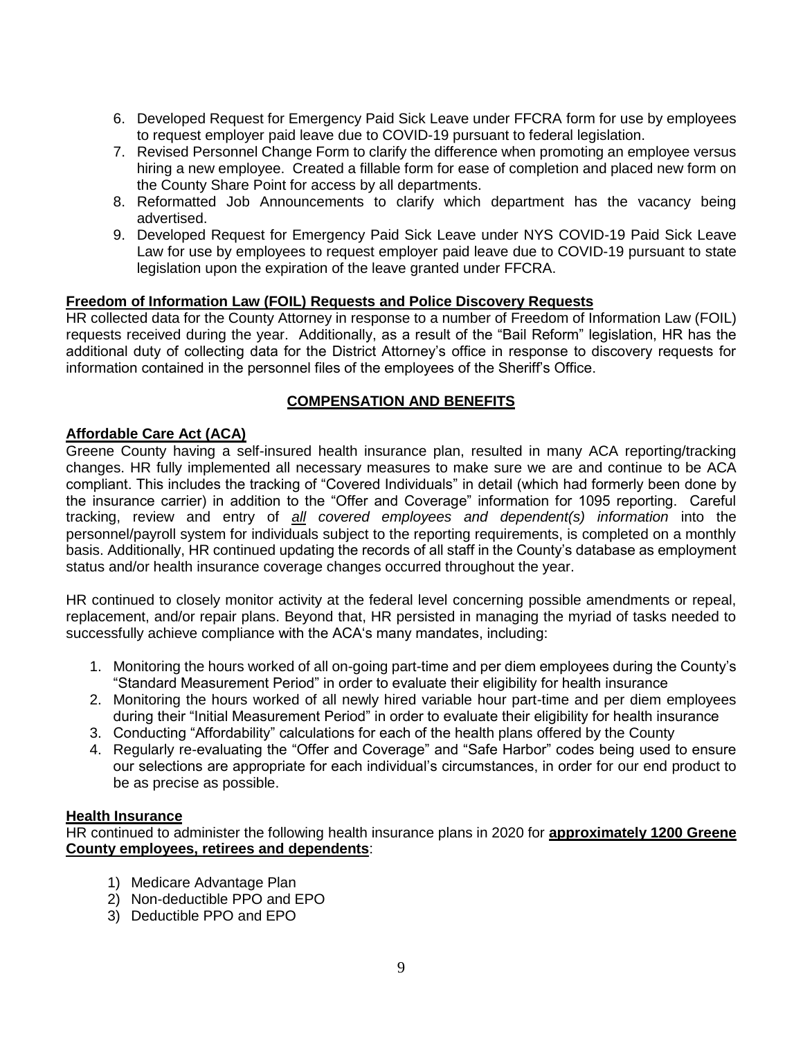6. Developed Request for Emergency Paid Sick Leave under FFCRA form for use by employees to request employer paid leave due to COVID-19 pursuant to federal legislation.
7. Revised Personnel Change Form to clarify the difference when promoting an employee versus hiring a new employee. Created a fillable form for ease of completion and placed new form on the County Share Point for access by all departments.
8. Reformatted Job Announcements to clarify which department has the vacancy being advertised.
9. Developed Request for Emergency Paid Sick Leave under NYS COVID-19 Paid Sick Leave Law for use by employees to request employer paid leave due to COVID-19 pursuant to state legislation upon the expiration of the leave granted under FFCRA.

**Freedom of Information Law (FOIL) Requests and Police Discovery Requests**

HR collected data for the County Attorney in response to a number of Freedom of Information Law (FOIL) requests received during the year. Additionally, as a result of the "Bail Reform" legislation, HR has the additional duty of collecting data for the District Attorney's office in response to discovery requests for information contained in the personnel files of the employees of the Sheriff's Office.

## COMPENSATION AND BENEFITS

**Affordable Care Act (ACA)**

Greene County having a self-insured health insurance plan, resulted in many ACA reporting/tracking changes. HR fully implemented all necessary measures to make sure we are and continue to be ACA compliant. This includes the tracking of "Covered Individuals" in detail (which had formerly been done by the insurance carrier) in addition to the "Offer and Coverage" information for 1095 reporting. Careful tracking, review and entry of *all covered employees and dependent(s) information* into the personnel/payroll system for individuals subject to the reporting requirements, is completed on a monthly basis. Additionally, HR continued updating the records of all staff in the County's database as employment status and/or health insurance coverage changes occurred throughout the year.

HR continued to closely monitor activity at the federal level concerning possible amendments or repeal, replacement, and/or repair plans. Beyond that, HR persisted in managing the myriad of tasks needed to successfully achieve compliance with the ACA's many mandates, including:

1. Monitoring the hours worked of all on-going part-time and per diem employees during the County's "Standard Measurement Period" in order to evaluate their eligibility for health insurance
2. Monitoring the hours worked of all newly hired variable hour part-time and per diem employees during their "Initial Measurement Period" in order to evaluate their eligibility for health insurance
3. Conducting "Affordability" calculations for each of the health plans offered by the County
4. Regularly re-evaluating the "Offer and Coverage" and "Safe Harbor" codes being used to ensure our selections are appropriate for each individual's circumstances, in order for our end product to be as precise as possible.

**Health Insurance**

HR continued to administer the following health insurance plans in 2020 for **approximately 1200 Greene County employees, retirees and dependents**:

1) Medicare Advantage Plan
2) Non-deductible PPO and EPO
3) Deductible PPO and EPO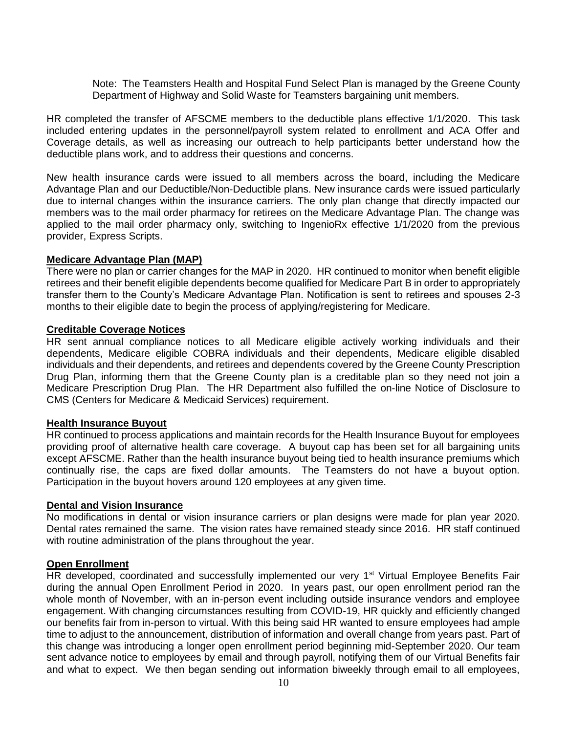Note: The Teamsters Health and Hospital Fund Select Plan is managed by the Greene County Department of Highway and Solid Waste for Teamsters bargaining unit members.

HR completed the transfer of AFSCME members to the deductible plans effective 1/1/2020. This task included entering updates in the personnel/payroll system related to enrollment and ACA Offer and Coverage details, as well as increasing our outreach to help participants better understand how the deductible plans work, and to address their questions and concerns.

New health insurance cards were issued to all members across the board, including the Medicare Advantage Plan and our Deductible/Non-Deductible plans. New insurance cards were issued particularly due to internal changes within the insurance carriers. The only plan change that directly impacted our members was to the mail order pharmacy for retirees on the Medicare Advantage Plan. The change was applied to the mail order pharmacy only, switching to IngenioRx effective 1/1/2020 from the previous provider, Express Scripts.

**Medicare Advantage Plan (MAP)**

There were no plan or carrier changes for the MAP in 2020. HR continued to monitor when benefit eligible retirees and their benefit eligible dependents become qualified for Medicare Part B in order to appropriately transfer them to the County's Medicare Advantage Plan. Notification is sent to retirees and spouses 2-3 months to their eligible date to begin the process of applying/registering for Medicare.

**Creditable Coverage Notices**

HR sent annual compliance notices to all Medicare eligible actively working individuals and their dependents, Medicare eligible COBRA individuals and their dependents, Medicare eligible disabled individuals and their dependents, and retirees and dependents covered by the Greene County Prescription Drug Plan, informing them that the Greene County plan is a creditable plan so they need not join a Medicare Prescription Drug Plan. The HR Department also fulfilled the on-line Notice of Disclosure to CMS (Centers for Medicare & Medicaid Services) requirement.

**Health Insurance Buyout**

HR continued to process applications and maintain records for the Health Insurance Buyout for employees providing proof of alternative health care coverage. A buyout cap has been set for all bargaining units except AFSCME. Rather than the health insurance buyout being tied to health insurance premiums which continually rise, the caps are fixed dollar amounts. The Teamsters do not have a buyout option. Participation in the buyout hovers around 120 employees at any given time.

**Dental and Vision Insurance**

No modifications in dental or vision insurance carriers or plan designs were made for plan year 2020. Dental rates remained the same. The vision rates have remained steady since 2016. HR staff continued with routine administration of the plans throughout the year.

**Open Enrollment**

HR developed, coordinated and successfully implemented our very 1st Virtual Employee Benefits Fair during the annual Open Enrollment Period in 2020. In years past, our open enrollment period ran the whole month of November, with an in-person event including outside insurance vendors and employee engagement. With changing circumstances resulting from COVID-19, HR quickly and efficiently changed our benefits fair from in-person to virtual. With this being said HR wanted to ensure employees had ample time to adjust to the announcement, distribution of information and overall change from years past. Part of this change was introducing a longer open enrollment period beginning mid-September 2020. Our team sent advance notice to employees by email and through payroll, notifying them of our Virtual Benefits fair and what to expect. We then began sending out information biweekly through email to all employees,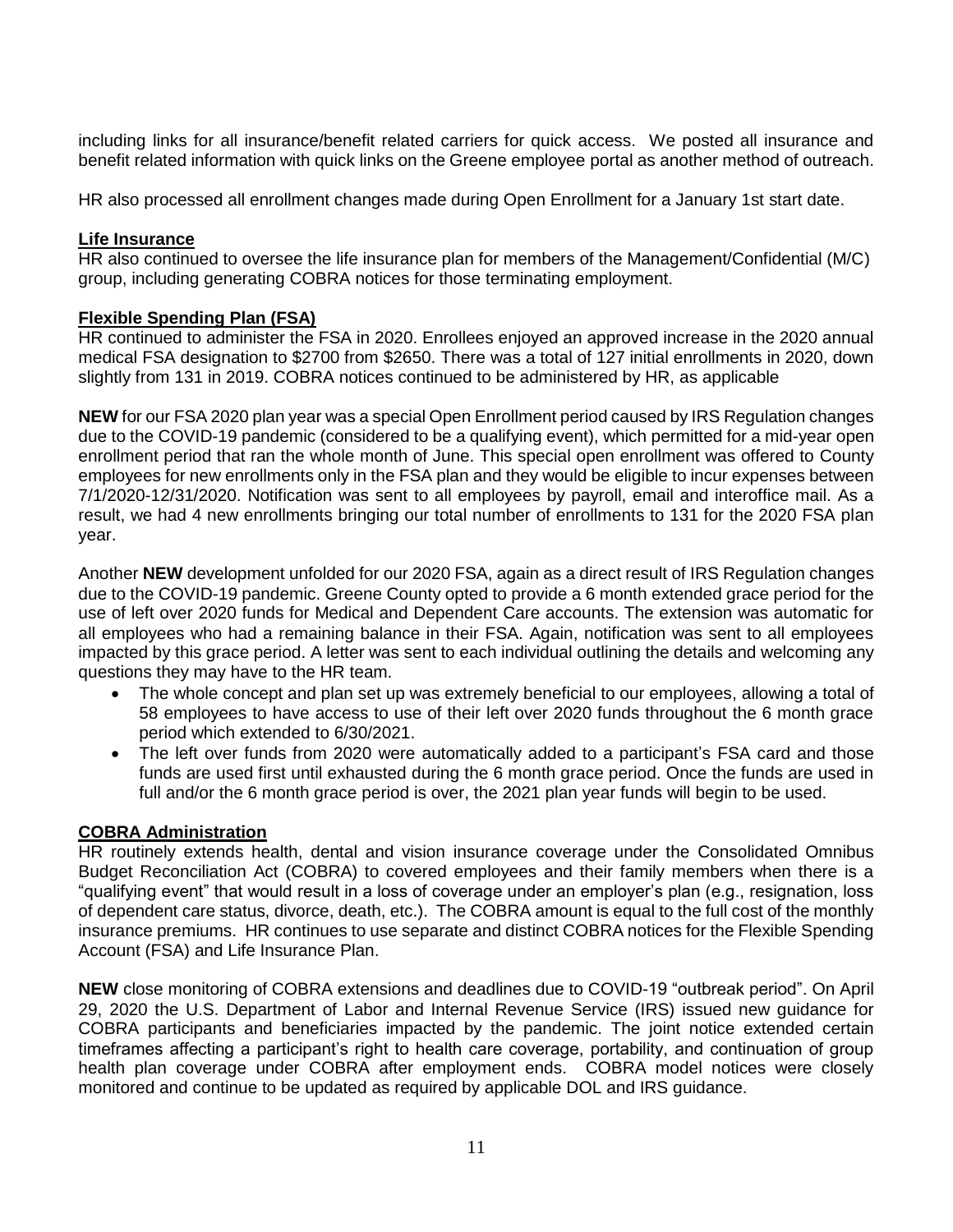including links for all insurance/benefit related carriers for quick access. We posted all insurance and benefit related information with quick links on the Greene employee portal as another method of outreach.

HR also processed all enrollment changes made during Open Enrollment for a January 1st start date.

## Life Insurance

HR also continued to oversee the life insurance plan for members of the Management/Confidential (M/C) group, including generating COBRA notices for those terminating employment.

## Flexible Spending Plan (FSA)

HR continued to administer the FSA in 2020. Enrollees enjoyed an approved increase in the 2020 annual medical FSA designation to $2700 from $2650. There was a total of 127 initial enrollments in 2020, down slightly from 131 in 2019. COBRA notices continued to be administered by HR, as applicable

**NEW** for our FSA 2020 plan year was a special Open Enrollment period caused by IRS Regulation changes due to the COVID-19 pandemic (considered to be a qualifying event), which permitted for a mid-year open enrollment period that ran the whole month of June. This special open enrollment was offered to County employees for new enrollments only in the FSA plan and they would be eligible to incur expenses between 7/1/2020-12/31/2020. Notification was sent to all employees by payroll, email and interoffice mail. As a result, we had 4 new enrollments bringing our total number of enrollments to 131 for the 2020 FSA plan year.

Another **NEW** development unfolded for our 2020 FSA, again as a direct result of IRS Regulation changes due to the COVID-19 pandemic. Greene County opted to provide a 6 month extended grace period for the use of left over 2020 funds for Medical and Dependent Care accounts. The extension was automatic for all employees who had a remaining balance in their FSA. Again, notification was sent to all employees impacted by this grace period. A letter was sent to each individual outlining the details and welcoming any questions they may have to the HR team.

- The whole concept and plan set up was extremely beneficial to our employees, allowing a total of 58 employees to have access to use of their left over 2020 funds throughout the 6 month grace period which extended to 6/30/2021.
- The left over funds from 2020 were automatically added to a participant's FSA card and those funds are used first until exhausted during the 6 month grace period. Once the funds are used in full and/or the 6 month grace period is over, the 2021 plan year funds will begin to be used.

## COBRA Administration

HR routinely extends health, dental and vision insurance coverage under the Consolidated Omnibus Budget Reconciliation Act (COBRA) to covered employees and their family members when there is a "qualifying event" that would result in a loss of coverage under an employer's plan (e.g., resignation, loss of dependent care status, divorce, death, etc.). The COBRA amount is equal to the full cost of the monthly insurance premiums. HR continues to use separate and distinct COBRA notices for the Flexible Spending Account (FSA) and Life Insurance Plan.

**NEW** close monitoring of COBRA extensions and deadlines due to COVID-19 "outbreak period". On April 29, 2020 the U.S. Department of Labor and Internal Revenue Service (IRS) issued new guidance for COBRA participants and beneficiaries impacted by the pandemic. The joint notice extended certain timeframes affecting a participant's right to health care coverage, portability, and continuation of group health plan coverage under COBRA after employment ends. COBRA model notices were closely monitored and continue to be updated as required by applicable DOL and IRS guidance.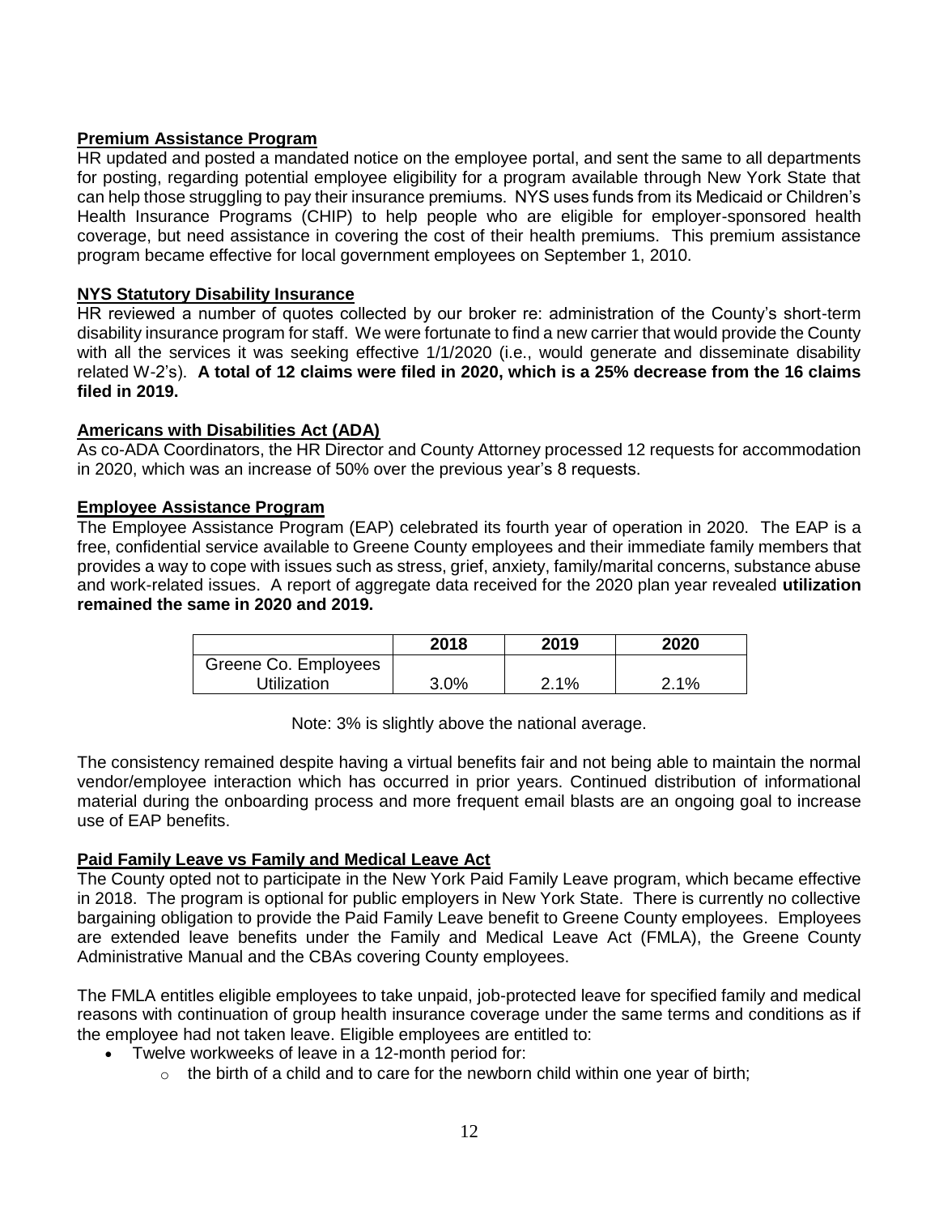**Premium Assistance Program**

HR updated and posted a mandated notice on the employee portal, and sent the same to all departments for posting, regarding potential employee eligibility for a program available through New York State that can help those struggling to pay their insurance premiums. NYS uses funds from its Medicaid or Children's Health Insurance Programs (CHIP) to help people who are eligible for employer-sponsored health coverage, but need assistance in covering the cost of their health premiums. This premium assistance program became effective for local government employees on September 1, 2010.

**NYS Statutory Disability Insurance**

HR reviewed a number of quotes collected by our broker re: administration of the County's short-term disability insurance program for staff. We were fortunate to find a new carrier that would provide the County with all the services it was seeking effective 1/1/2020 (i.e., would generate and disseminate disability related W-2's). **A total of 12 claims were filed in 2020, which is a 25% decrease from the 16 claims filed in 2019.**

**Americans with Disabilities Act (ADA)**

As co-ADA Coordinators, the HR Director and County Attorney processed 12 requests for accommodation in 2020, which was an increase of 50% over the previous year's 8 requests.

**Employee Assistance Program**

The Employee Assistance Program (EAP) celebrated its fourth year of operation in 2020. The EAP is a free, confidential service available to Greene County employees and their immediate family members that provides a way to cope with issues such as stress, grief, anxiety, family/marital concerns, substance abuse and work-related issues. A report of aggregate data received for the 2020 plan year revealed **utilization remained the same in 2020 and 2019.**

| | 2018 | 2019 | 2020 |
|---|---|---|---|
| Greene Co. Employees Utilization | 3.0% | 2.1% | 2.1% |

Note: 3% is slightly above the national average.

The consistency remained despite having a virtual benefits fair and not being able to maintain the normal vendor/employee interaction which has occurred in prior years. Continued distribution of informational material during the onboarding process and more frequent email blasts are an ongoing goal to increase use of EAP benefits.

**Paid Family Leave vs Family and Medical Leave Act**

The County opted not to participate in the New York Paid Family Leave program, which became effective in 2018. The program is optional for public employers in New York State. There is currently no collective bargaining obligation to provide the Paid Family Leave benefit to Greene County employees. Employees are extended leave benefits under the Family and Medical Leave Act (FMLA), the Greene County Administrative Manual and the CBAs covering County employees.

The FMLA entitles eligible employees to take unpaid, job-protected leave for specified family and medical reasons with continuation of group health insurance coverage under the same terms and conditions as if the employee had not taken leave. Eligible employees are entitled to:

- Twelve workweeks of leave in a 12-month period for:
  - the birth of a child and to care for the newborn child within one year of birth;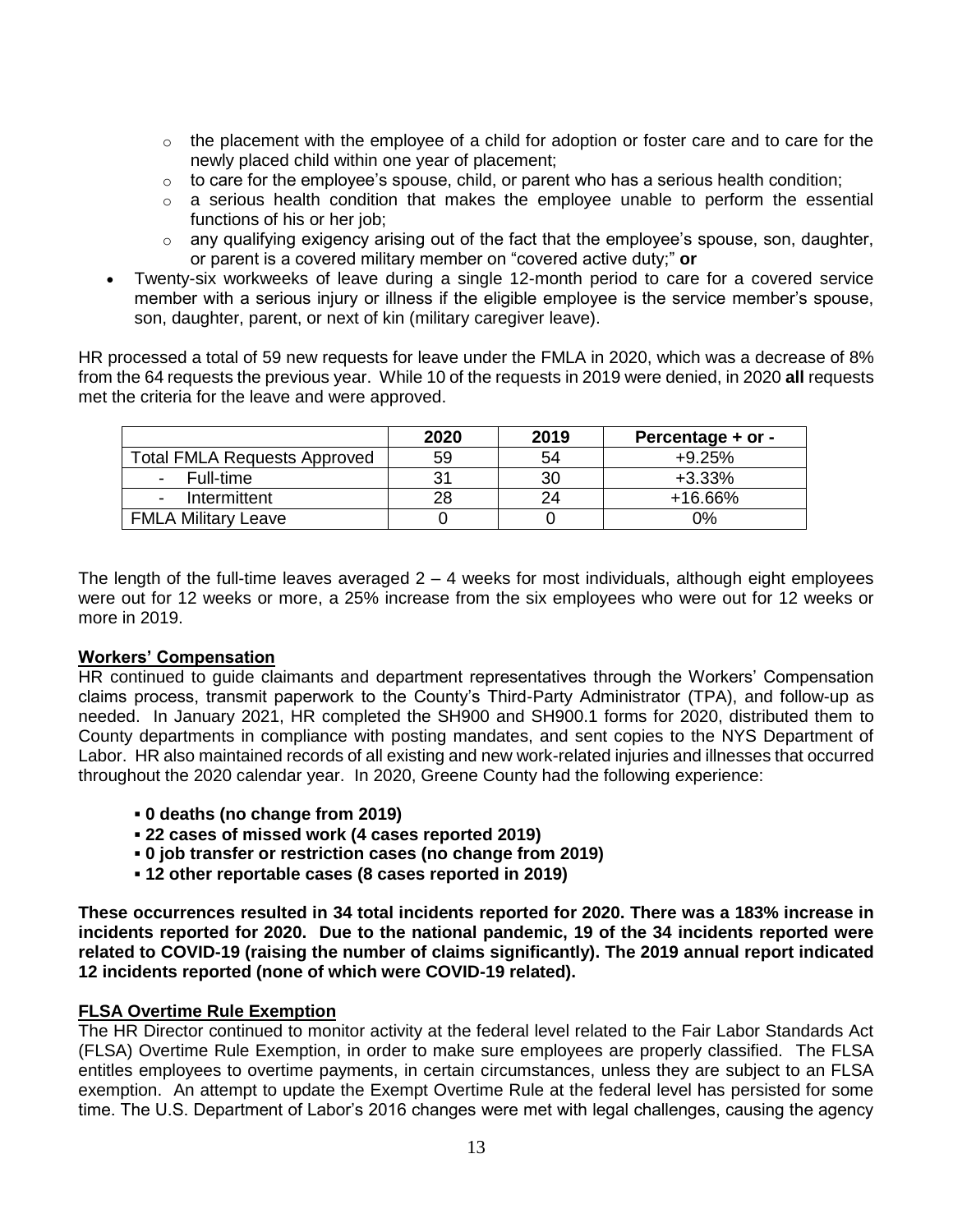- the placement with the employee of a child for adoption or foster care and to care for the newly placed child within one year of placement;
  - to care for the employee's spouse, child, or parent who has a serious health condition;
  - a serious health condition that makes the employee unable to perform the essential functions of his or her job;
  - any qualifying exigency arising out of the fact that the employee's spouse, son, daughter, or parent is a covered military member on "covered active duty;" **or**
- Twenty-six workweeks of leave during a single 12-month period to care for a covered service member with a serious injury or illness if the eligible employee is the service member's spouse, son, daughter, parent, or next of kin (military caregiver leave).

HR processed a total of 59 new requests for leave under the FMLA in 2020, which was a decrease of 8% from the 64 requests the previous year. While 10 of the requests in 2019 were denied, in 2020 **all** requests met the criteria for the leave and were approved.

| | 2020 | 2019 | Percentage + or - |
|---|---|---|---|
| Total FMLA Requests Approved | 59 | 54 | +9.25% |
| - Full-time | 31 | 30 | +3.33% |
| - Intermittent | 28 | 24 | +16.66% |
| FMLA Military Leave | 0 | 0 | 0% |

The length of the full-time leaves averaged 2 – 4 weeks for most individuals, although eight employees were out for 12 weeks or more, a 25% increase from the six employees who were out for 12 weeks or more in 2019.

## Workers' Compensation

HR continued to guide claimants and department representatives through the Workers' Compensation claims process, transmit paperwork to the County's Third-Party Administrator (TPA), and follow-up as needed. In January 2021, HR completed the SH900 and SH900.1 forms for 2020, distributed them to County departments in compliance with posting mandates, and sent copies to the NYS Department of Labor. HR also maintained records of all existing and new work-related injuries and illnesses that occurred throughout the 2020 calendar year. In 2020, Greene County had the following experience:

- **0 deaths (no change from 2019)**
- **22 cases of missed work (4 cases reported 2019)**
- **0 job transfer or restriction cases (no change from 2019)**
- **12 other reportable cases (8 cases reported in 2019)**

**These occurrences resulted in 34 total incidents reported for 2020. There was a 183% increase in incidents reported for 2020. Due to the national pandemic, 19 of the 34 incidents reported were related to COVID-19 (raising the number of claims significantly). The 2019 annual report indicated 12 incidents reported (none of which were COVID-19 related).**

## FLSA Overtime Rule Exemption

The HR Director continued to monitor activity at the federal level related to the Fair Labor Standards Act (FLSA) Overtime Rule Exemption, in order to make sure employees are properly classified. The FLSA entitles employees to overtime payments, in certain circumstances, unless they are subject to an FLSA exemption. An attempt to update the Exempt Overtime Rule at the federal level has persisted for some time. The U.S. Department of Labor's 2016 changes were met with legal challenges, causing the agency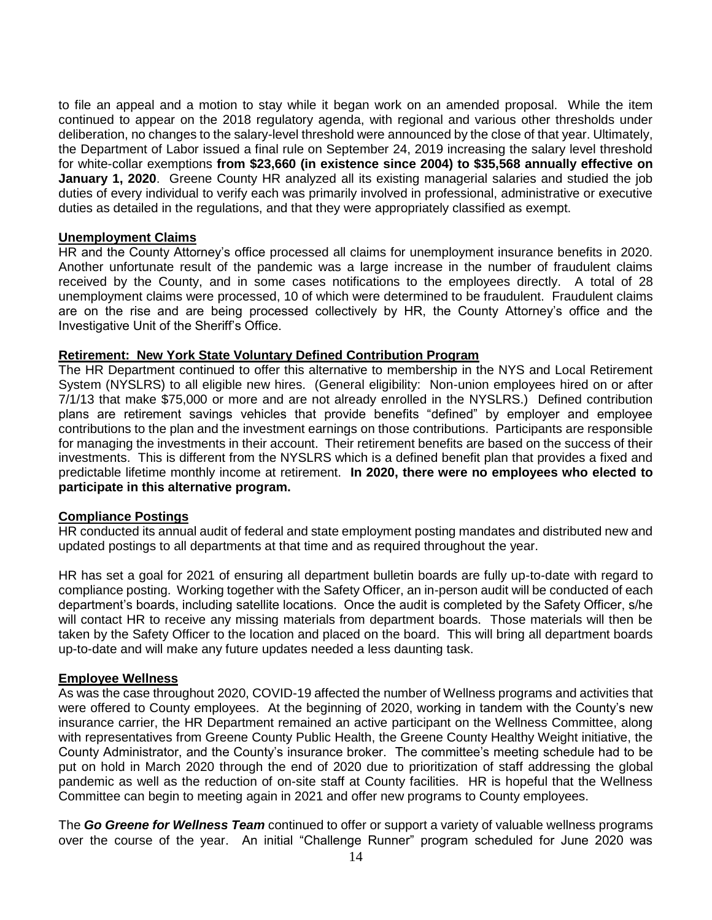to file an appeal and a motion to stay while it began work on an amended proposal. While the item continued to appear on the 2018 regulatory agenda, with regional and various other thresholds under deliberation, no changes to the salary-level threshold were announced by the close of that year. Ultimately, the Department of Labor issued a final rule on September 24, 2019 increasing the salary level threshold for white-collar exemptions **from $23,660 (in existence since 2004) to $35,568 annually effective on January 1, 2020**. Greene County HR analyzed all its existing managerial salaries and studied the job duties of every individual to verify each was primarily involved in professional, administrative or executive duties as detailed in the regulations, and that they were appropriately classified as exempt.

## Unemployment Claims

HR and the County Attorney's office processed all claims for unemployment insurance benefits in 2020. Another unfortunate result of the pandemic was a large increase in the number of fraudulent claims received by the County, and in some cases notifications to the employees directly. A total of 28 unemployment claims were processed, 10 of which were determined to be fraudulent. Fraudulent claims are on the rise and are being processed collectively by HR, the County Attorney's office and the Investigative Unit of the Sheriff's Office.

## Retirement: New York State Voluntary Defined Contribution Program

The HR Department continued to offer this alternative to membership in the NYS and Local Retirement System (NYSLRS) to all eligible new hires. (General eligibility: Non-union employees hired on or after 7/1/13 that make $75,000 or more and are not already enrolled in the NYSLRS.) Defined contribution plans are retirement savings vehicles that provide benefits "defined" by employer and employee contributions to the plan and the investment earnings on those contributions. Participants are responsible for managing the investments in their account. Their retirement benefits are based on the success of their investments. This is different from the NYSLRS which is a defined benefit plan that provides a fixed and predictable lifetime monthly income at retirement. **In 2020, there were no employees who elected to participate in this alternative program.**

## Compliance Postings

HR conducted its annual audit of federal and state employment posting mandates and distributed new and updated postings to all departments at that time and as required throughout the year.

HR has set a goal for 2021 of ensuring all department bulletin boards are fully up-to-date with regard to compliance posting. Working together with the Safety Officer, an in-person audit will be conducted of each department's boards, including satellite locations. Once the audit is completed by the Safety Officer, s/he will contact HR to receive any missing materials from department boards. Those materials will then be taken by the Safety Officer to the location and placed on the board. This will bring all department boards up-to-date and will make any future updates needed a less daunting task.

## Employee Wellness

As was the case throughout 2020, COVID-19 affected the number of Wellness programs and activities that were offered to County employees. At the beginning of 2020, working in tandem with the County's new insurance carrier, the HR Department remained an active participant on the Wellness Committee, along with representatives from Greene County Public Health, the Greene County Healthy Weight initiative, the County Administrator, and the County's insurance broker. The committee's meeting schedule had to be put on hold in March 2020 through the end of 2020 due to prioritization of staff addressing the global pandemic as well as the reduction of on-site staff at County facilities. HR is hopeful that the Wellness Committee can begin to meeting again in 2021 and offer new programs to County employees.

The ***Go Greene for Wellness Team*** continued to offer or support a variety of valuable wellness programs over the course of the year. An initial "Challenge Runner" program scheduled for June 2020 was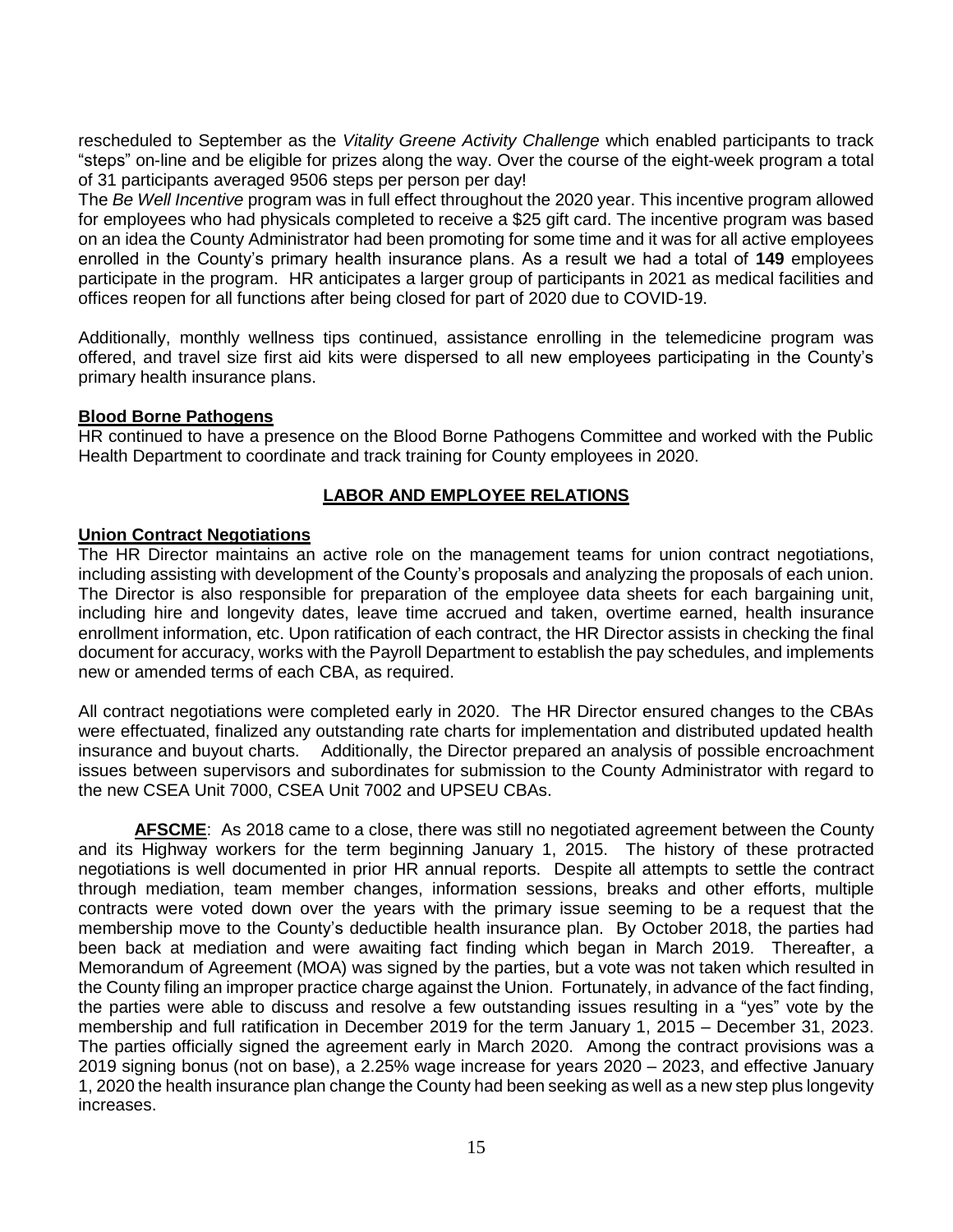rescheduled to September as the *Vitality Greene Activity Challenge* which enabled participants to track "steps" on-line and be eligible for prizes along the way. Over the course of the eight-week program a total of 31 participants averaged 9506 steps per person per day!

The *Be Well Incentive* program was in full effect throughout the 2020 year. This incentive program allowed for employees who had physicals completed to receive a $25 gift card. The incentive program was based on an idea the County Administrator had been promoting for some time and it was for all active employees enrolled in the County's primary health insurance plans. As a result we had a total of **149** employees participate in the program. HR anticipates a larger group of participants in 2021 as medical facilities and offices reopen for all functions after being closed for part of 2020 due to COVID-19.

Additionally, monthly wellness tips continued, assistance enrolling in the telemedicine program was offered, and travel size first aid kits were dispersed to all new employees participating in the County's primary health insurance plans.

**Blood Borne Pathogens**

HR continued to have a presence on the Blood Borne Pathogens Committee and worked with the Public Health Department to coordinate and track training for County employees in 2020.

## LABOR AND EMPLOYEE RELATIONS

**Union Contract Negotiations**

The HR Director maintains an active role on the management teams for union contract negotiations, including assisting with development of the County's proposals and analyzing the proposals of each union. The Director is also responsible for preparation of the employee data sheets for each bargaining unit, including hire and longevity dates, leave time accrued and taken, overtime earned, health insurance enrollment information, etc. Upon ratification of each contract, the HR Director assists in checking the final document for accuracy, works with the Payroll Department to establish the pay schedules, and implements new or amended terms of each CBA, as required.

All contract negotiations were completed early in 2020. The HR Director ensured changes to the CBAs were effectuated, finalized any outstanding rate charts for implementation and distributed updated health insurance and buyout charts. Additionally, the Director prepared an analysis of possible encroachment issues between supervisors and subordinates for submission to the County Administrator with regard to the new CSEA Unit 7000, CSEA Unit 7002 and UPSEU CBAs.

**AFSCME**: As 2018 came to a close, there was still no negotiated agreement between the County and its Highway workers for the term beginning January 1, 2015. The history of these protracted negotiations is well documented in prior HR annual reports. Despite all attempts to settle the contract through mediation, team member changes, information sessions, breaks and other efforts, multiple contracts were voted down over the years with the primary issue seeming to be a request that the membership move to the County's deductible health insurance plan. By October 2018, the parties had been back at mediation and were awaiting fact finding which began in March 2019. Thereafter, a Memorandum of Agreement (MOA) was signed by the parties, but a vote was not taken which resulted in the County filing an improper practice charge against the Union. Fortunately, in advance of the fact finding, the parties were able to discuss and resolve a few outstanding issues resulting in a "yes" vote by the membership and full ratification in December 2019 for the term January 1, 2015 – December 31, 2023. The parties officially signed the agreement early in March 2020. Among the contract provisions was a 2019 signing bonus (not on base), a 2.25% wage increase for years 2020 – 2023, and effective January 1, 2020 the health insurance plan change the County had been seeking as well as a new step plus longevity increases.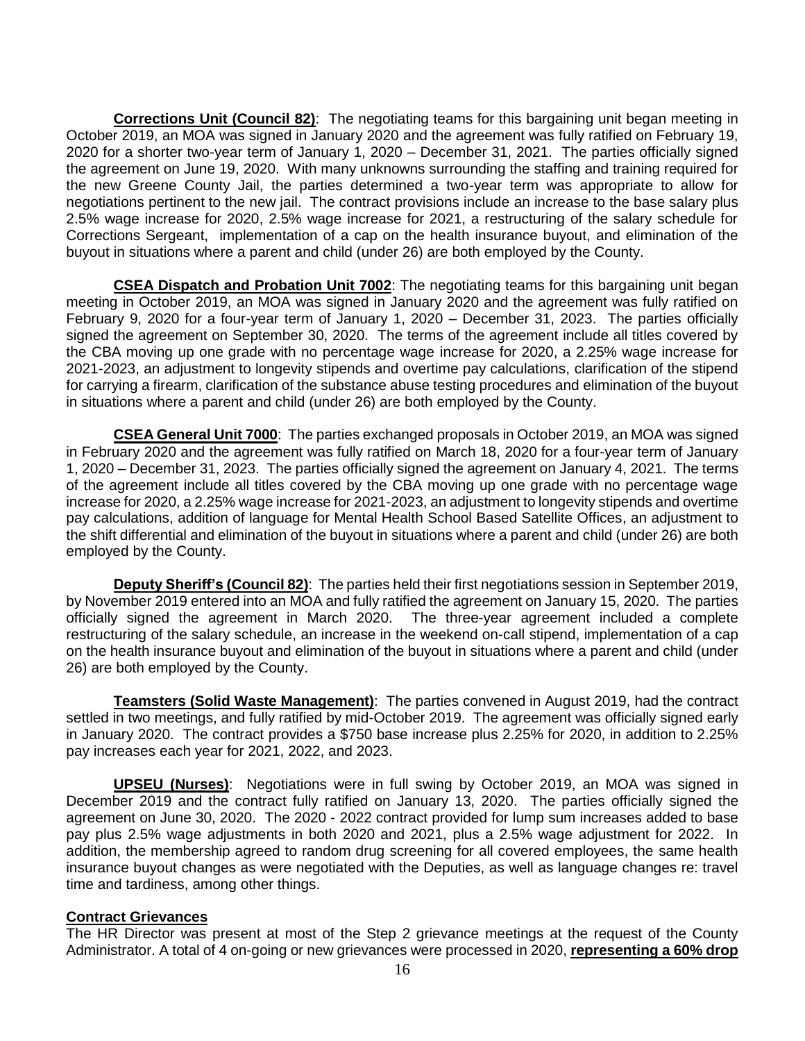**Corrections Unit (Council 82)**: The negotiating teams for this bargaining unit began meeting in October 2019, an MOA was signed in January 2020 and the agreement was fully ratified on February 19, 2020 for a shorter two-year term of January 1, 2020 – December 31, 2021. The parties officially signed the agreement on June 19, 2020. With many unknowns surrounding the staffing and training required for the new Greene County Jail, the parties determined a two-year term was appropriate to allow for negotiations pertinent to the new jail. The contract provisions include an increase to the base salary plus 2.5% wage increase for 2020, 2.5% wage increase for 2021, a restructuring of the salary schedule for Corrections Sergeant, implementation of a cap on the health insurance buyout, and elimination of the buyout in situations where a parent and child (under 26) are both employed by the County.

**CSEA Dispatch and Probation Unit 7002**: The negotiating teams for this bargaining unit began meeting in October 2019, an MOA was signed in January 2020 and the agreement was fully ratified on February 9, 2020 for a four-year term of January 1, 2020 – December 31, 2023. The parties officially signed the agreement on September 30, 2020. The terms of the agreement include all titles covered by the CBA moving up one grade with no percentage wage increase for 2020, a 2.25% wage increase for 2021-2023, an adjustment to longevity stipends and overtime pay calculations, clarification of the stipend for carrying a firearm, clarification of the substance abuse testing procedures and elimination of the buyout in situations where a parent and child (under 26) are both employed by the County.

**CSEA General Unit 7000**: The parties exchanged proposals in October 2019, an MOA was signed in February 2020 and the agreement was fully ratified on March 18, 2020 for a four-year term of January 1, 2020 – December 31, 2023. The parties officially signed the agreement on January 4, 2021. The terms of the agreement include all titles covered by the CBA moving up one grade with no percentage wage increase for 2020, a 2.25% wage increase for 2021-2023, an adjustment to longevity stipends and overtime pay calculations, addition of language for Mental Health School Based Satellite Offices, an adjustment to the shift differential and elimination of the buyout in situations where a parent and child (under 26) are both employed by the County.

**Deputy Sheriff's (Council 82)**: The parties held their first negotiations session in September 2019, by November 2019 entered into an MOA and fully ratified the agreement on January 15, 2020. The parties officially signed the agreement in March 2020. The three-year agreement included a complete restructuring of the salary schedule, an increase in the weekend on-call stipend, implementation of a cap on the health insurance buyout and elimination of the buyout in situations where a parent and child (under 26) are both employed by the County.

**Teamsters (Solid Waste Management)**: The parties convened in August 2019, had the contract settled in two meetings, and fully ratified by mid-October 2019. The agreement was officially signed early in January 2020. The contract provides a $750 base increase plus 2.25% for 2020, in addition to 2.25% pay increases each year for 2021, 2022, and 2023.

**UPSEU (Nurses)**: Negotiations were in full swing by October 2019, an MOA was signed in December 2019 and the contract fully ratified on January 13, 2020. The parties officially signed the agreement on June 30, 2020. The 2020 - 2022 contract provided for lump sum increases added to base pay plus 2.5% wage adjustments in both 2020 and 2021, plus a 2.5% wage adjustment for 2022. In addition, the membership agreed to random drug screening for all covered employees, the same health insurance buyout changes as were negotiated with the Deputies, as well as language changes re: travel time and tardiness, among other things.

**Contract Grievances**

The HR Director was present at most of the Step 2 grievance meetings at the request of the County Administrator. A total of 4 on-going or new grievances were processed in 2020, **representing a 60% drop**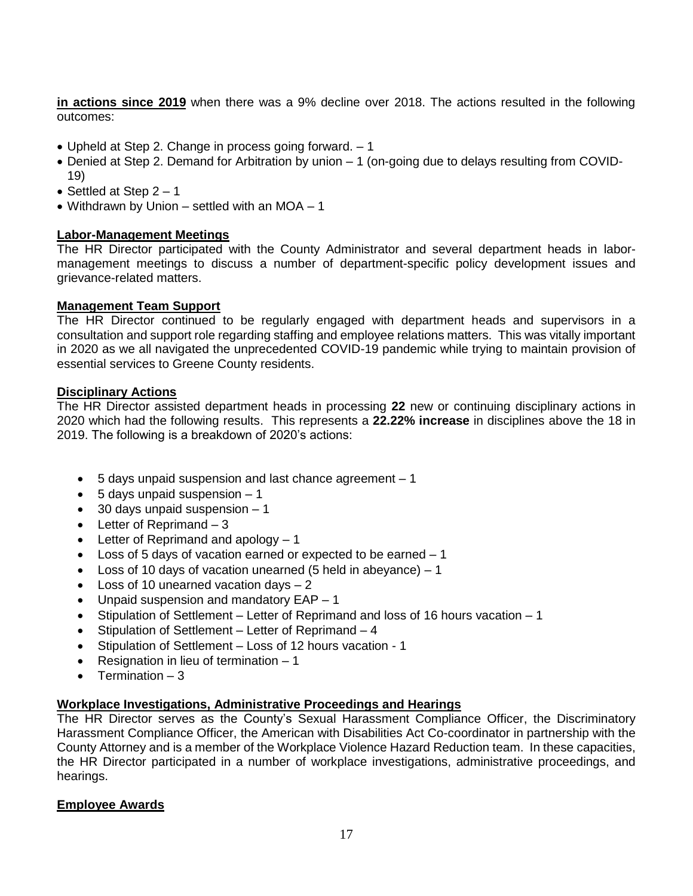**in actions since 2019** when there was a 9% decline over 2018. The actions resulted in the following outcomes:

- Upheld at Step 2. Change in process going forward. – 1
- Denied at Step 2. Demand for Arbitration by union – 1 (on-going due to delays resulting from COVID-19)
- Settled at Step 2 – 1
- Withdrawn by Union – settled with an MOA – 1

**Labor-Management Meetings**

The HR Director participated with the County Administrator and several department heads in labor-management meetings to discuss a number of department-specific policy development issues and grievance-related matters.

**Management Team Support**

The HR Director continued to be regularly engaged with department heads and supervisors in a consultation and support role regarding staffing and employee relations matters. This was vitally important in 2020 as we all navigated the unprecedented COVID-19 pandemic while trying to maintain provision of essential services to Greene County residents.

**Disciplinary Actions**

The HR Director assisted department heads in processing **22** new or continuing disciplinary actions in 2020 which had the following results. This represents a **22.22% increase** in disciplines above the 18 in 2019. The following is a breakdown of 2020's actions:

- 5 days unpaid suspension and last chance agreement – 1
- 5 days unpaid suspension – 1
- 30 days unpaid suspension – 1
- Letter of Reprimand – 3
- Letter of Reprimand and apology – 1
- Loss of 5 days of vacation earned or expected to be earned – 1
- Loss of 10 days of vacation unearned (5 held in abeyance) – 1
- Loss of 10 unearned vacation days – 2
- Unpaid suspension and mandatory EAP – 1
- Stipulation of Settlement – Letter of Reprimand and loss of 16 hours vacation – 1
- Stipulation of Settlement – Letter of Reprimand – 4
- Stipulation of Settlement – Loss of 12 hours vacation - 1
- Resignation in lieu of termination – 1
- Termination – 3

**Workplace Investigations, Administrative Proceedings and Hearings**

The HR Director serves as the County's Sexual Harassment Compliance Officer, the Discriminatory Harassment Compliance Officer, the American with Disabilities Act Co-coordinator in partnership with the County Attorney and is a member of the Workplace Violence Hazard Reduction team. In these capacities, the HR Director participated in a number of workplace investigations, administrative proceedings, and hearings.

**Employee Awards**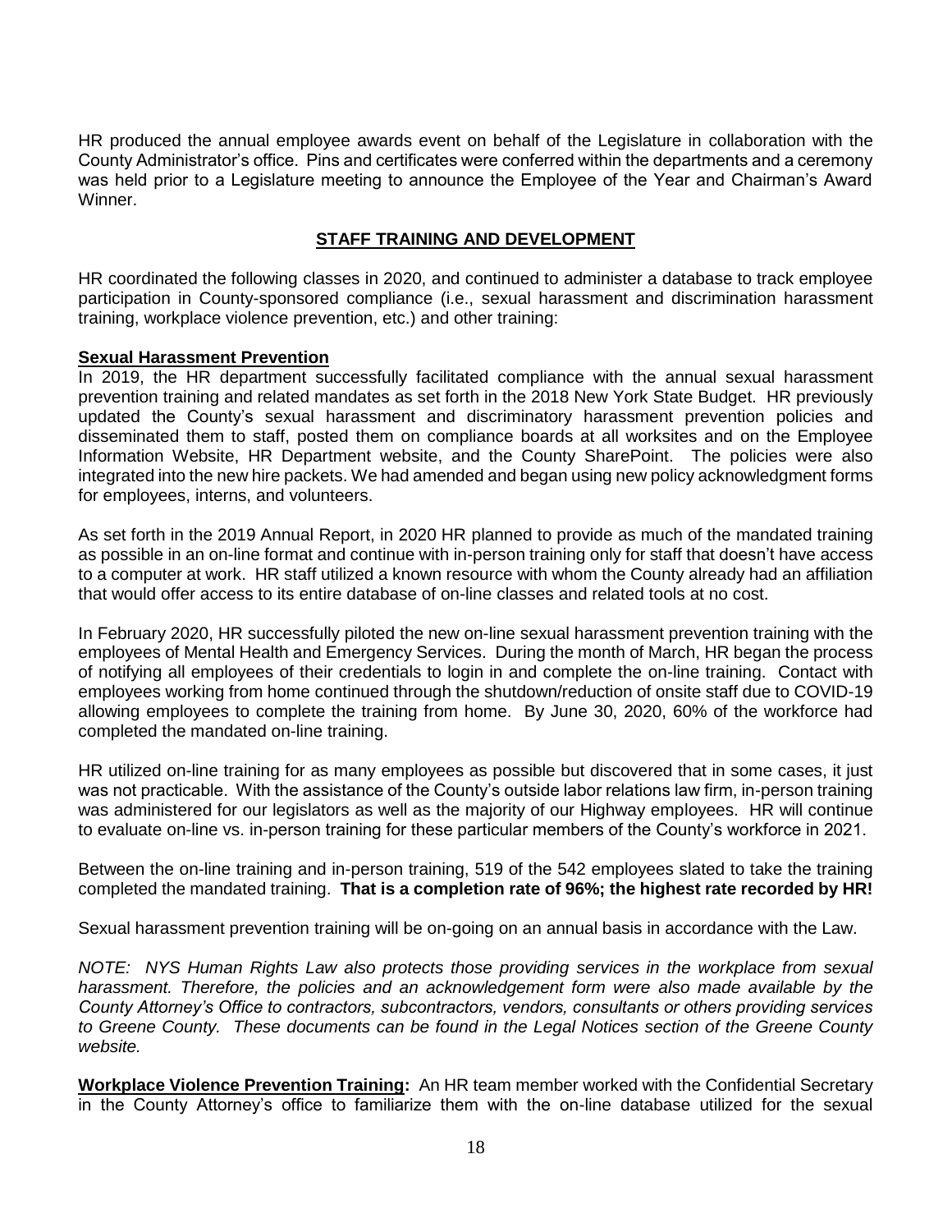HR produced the annual employee awards event on behalf of the Legislature in collaboration with the County Administrator's office. Pins and certificates were conferred within the departments and a ceremony was held prior to a Legislature meeting to announce the Employee of the Year and Chairman's Award Winner.

## STAFF TRAINING AND DEVELOPMENT

HR coordinated the following classes in 2020, and continued to administer a database to track employee participation in County-sponsored compliance (i.e., sexual harassment and discrimination harassment training, workplace violence prevention, etc.) and other training:

### Sexual Harassment Prevention

In 2019, the HR department successfully facilitated compliance with the annual sexual harassment prevention training and related mandates as set forth in the 2018 New York State Budget. HR previously updated the County's sexual harassment and discriminatory harassment prevention policies and disseminated them to staff, posted them on compliance boards at all worksites and on the Employee Information Website, HR Department website, and the County SharePoint. The policies were also integrated into the new hire packets. We had amended and began using new policy acknowledgment forms for employees, interns, and volunteers.

As set forth in the 2019 Annual Report, in 2020 HR planned to provide as much of the mandated training as possible in an on-line format and continue with in-person training only for staff that doesn't have access to a computer at work. HR staff utilized a known resource with whom the County already had an affiliation that would offer access to its entire database of on-line classes and related tools at no cost.

In February 2020, HR successfully piloted the new on-line sexual harassment prevention training with the employees of Mental Health and Emergency Services. During the month of March, HR began the process of notifying all employees of their credentials to login in and complete the on-line training. Contact with employees working from home continued through the shutdown/reduction of onsite staff due to COVID-19 allowing employees to complete the training from home. By June 30, 2020, 60% of the workforce had completed the mandated on-line training.

HR utilized on-line training for as many employees as possible but discovered that in some cases, it just was not practicable. With the assistance of the County's outside labor relations law firm, in-person training was administered for our legislators as well as the majority of our Highway employees. HR will continue to evaluate on-line vs. in-person training for these particular members of the County's workforce in 2021.

Between the on-line training and in-person training, 519 of the 542 employees slated to take the training completed the mandated training. **That is a completion rate of 96%; the highest rate recorded by HR!**

Sexual harassment prevention training will be on-going on an annual basis in accordance with the Law.

*NOTE: NYS Human Rights Law also protects those providing services in the workplace from sexual harassment. Therefore, the policies and an acknowledgement form were also made available by the County Attorney's Office to contractors, subcontractors, vendors, consultants or others providing services to Greene County. These documents can be found in the Legal Notices section of the Greene County website.*

**Workplace Violence Prevention Training:** An HR team member worked with the Confidential Secretary in the County Attorney's office to familiarize them with the on-line database utilized for the sexual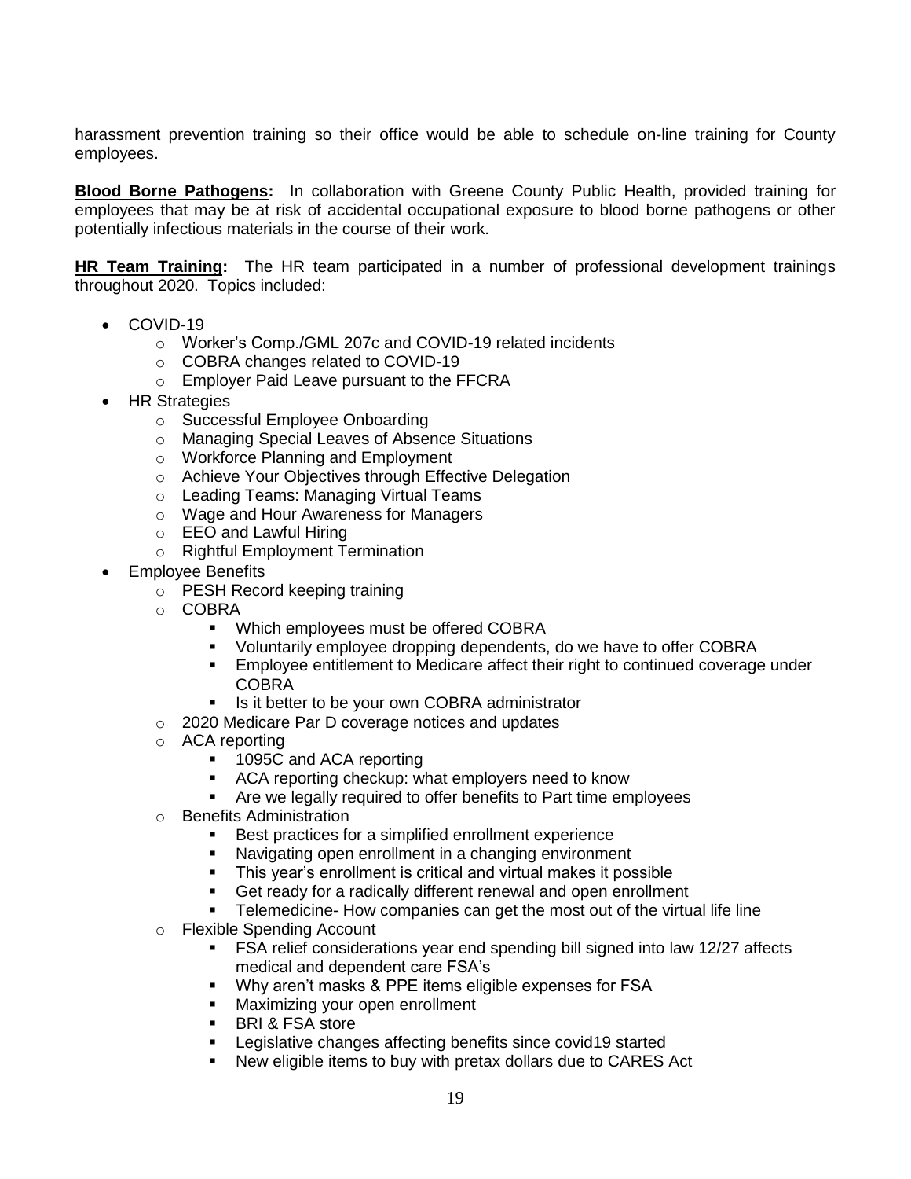harassment prevention training so their office would be able to schedule on-line training for County employees.

**Blood Borne Pathogens:** In collaboration with Greene County Public Health, provided training for employees that may be at risk of accidental occupational exposure to blood borne pathogens or other potentially infectious materials in the course of their work.

**HR Team Training:** The HR team participated in a number of professional development trainings throughout 2020. Topics included:

- COVID-19
  - Worker's Comp./GML 207c and COVID-19 related incidents
  - COBRA changes related to COVID-19
  - Employer Paid Leave pursuant to the FFCRA
- HR Strategies
  - Successful Employee Onboarding
  - Managing Special Leaves of Absence Situations
  - Workforce Planning and Employment
  - Achieve Your Objectives through Effective Delegation
  - Leading Teams: Managing Virtual Teams
  - Wage and Hour Awareness for Managers
  - EEO and Lawful Hiring
  - Rightful Employment Termination
- Employee Benefits
  - PESH Record keeping training
  - COBRA
    - Which employees must be offered COBRA
    - Voluntarily employee dropping dependents, do we have to offer COBRA
    - Employee entitlement to Medicare affect their right to continued coverage under COBRA
    - Is it better to be your own COBRA administrator
  - 2020 Medicare Par D coverage notices and updates
  - ACA reporting
    - 1095C and ACA reporting
    - ACA reporting checkup: what employers need to know
    - Are we legally required to offer benefits to Part time employees
  - Benefits Administration
    - Best practices for a simplified enrollment experience
    - Navigating open enrollment in a changing environment
    - This year's enrollment is critical and virtual makes it possible
    - Get ready for a radically different renewal and open enrollment
    - Telemedicine- How companies can get the most out of the virtual life line
  - Flexible Spending Account
    - FSA relief considerations year end spending bill signed into law 12/27 affects medical and dependent care FSA's
    - Why aren't masks & PPE items eligible expenses for FSA
    - Maximizing your open enrollment
    - BRI & FSA store
    - Legislative changes affecting benefits since covid19 started
    - New eligible items to buy with pretax dollars due to CARES Act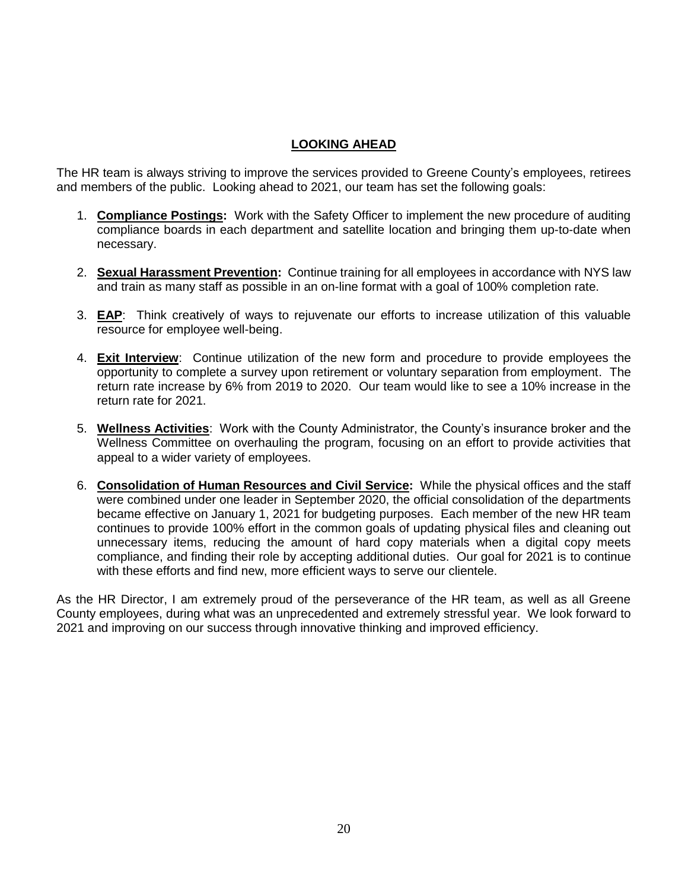## LOOKING AHEAD

The HR team is always striving to improve the services provided to Greene County's employees, retirees and members of the public. Looking ahead to 2021, our team has set the following goals:

1. **Compliance Postings:** Work with the Safety Officer to implement the new procedure of auditing compliance boards in each department and satellite location and bringing them up-to-date when necessary.

2. **Sexual Harassment Prevention:** Continue training for all employees in accordance with NYS law and train as many staff as possible in an on-line format with a goal of 100% completion rate.

3. **EAP**: Think creatively of ways to rejuvenate our efforts to increase utilization of this valuable resource for employee well-being.

4. **Exit Interview**: Continue utilization of the new form and procedure to provide employees the opportunity to complete a survey upon retirement or voluntary separation from employment. The return rate increase by 6% from 2019 to 2020. Our team would like to see a 10% increase in the return rate for 2021.

5. **Wellness Activities**: Work with the County Administrator, the County's insurance broker and the Wellness Committee on overhauling the program, focusing on an effort to provide activities that appeal to a wider variety of employees.

6. **Consolidation of Human Resources and Civil Service:** While the physical offices and the staff were combined under one leader in September 2020, the official consolidation of the departments became effective on January 1, 2021 for budgeting purposes. Each member of the new HR team continues to provide 100% effort in the common goals of updating physical files and cleaning out unnecessary items, reducing the amount of hard copy materials when a digital copy meets compliance, and finding their role by accepting additional duties. Our goal for 2021 is to continue with these efforts and find new, more efficient ways to serve our clientele.

As the HR Director, I am extremely proud of the perseverance of the HR team, as well as all Greene County employees, during what was an unprecedented and extremely stressful year. We look forward to 2021 and improving on our success through innovative thinking and improved efficiency.